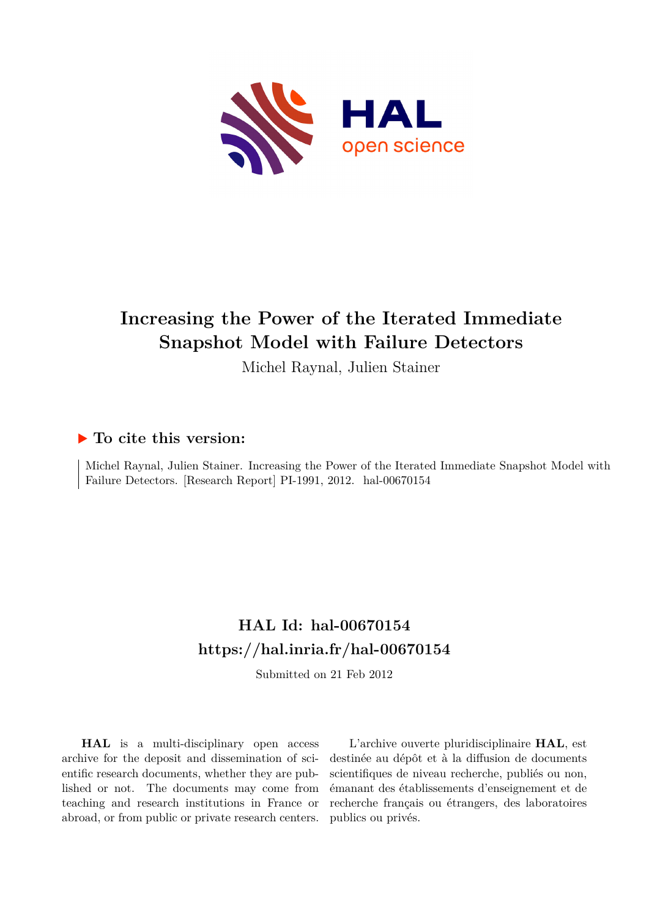# Increasing the Power of the Iterated Immediate Snapshot Model with Failure Detectors

Michel Raynal, Julien Stainer

## ▶ To cite this version:

Michel Raynal, Julien Stainer. Increasing the Power of the Iterated Immediate Snapshot Model with Failure Detectors. [Research Report] PI-1991, 2012. hal-00670154

## HAL Id: hal-00670154

## https://hal.inria.fr/hal-00670154

Submitted on 21 Feb 2012

**HAL** is a multi-disciplinary open access archive for the deposit and dissemination of scientific research documents, whether they are published or not. The documents may come from teaching and research institutions in France or abroad, or from public or private research centers.

L'archive ouverte pluridisciplinaire **HAL**, est destinée au dépôt et à la diffusion de documents scientifiques de niveau recherche, publiés ou non, émanant des établissements d'enseignement et de recherche français ou étrangers, des laboratoires publics ou privés.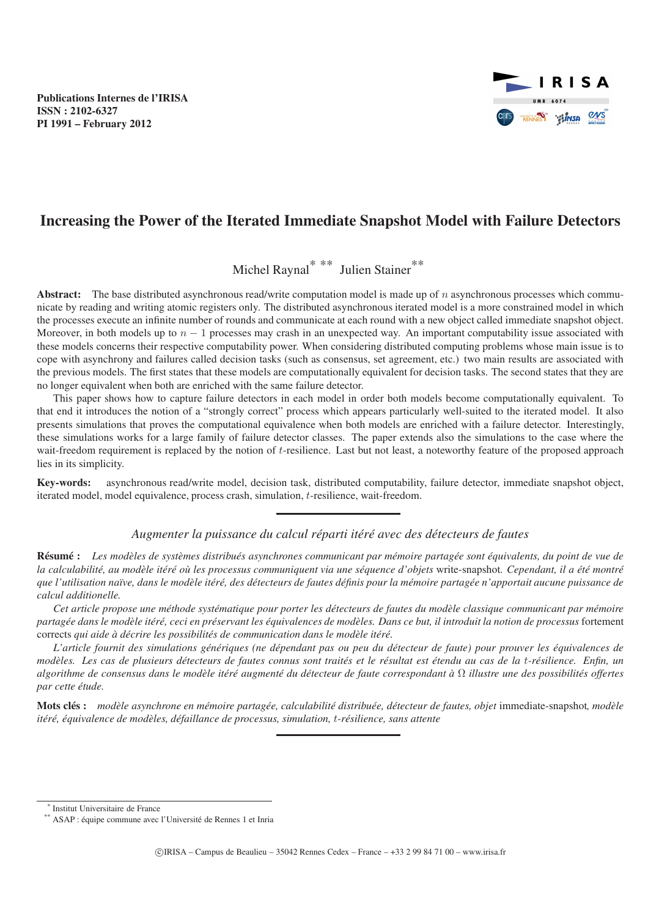Publications Internes de l'IRISA
ISSN : 2102-6327
PI 1991 – February 2012

# Increasing the Power of the Iterated Immediate Snapshot Model with Failure Detectors

Michel Raynal[*] [**] Julien Stainer[**]

**Abstract:** The base distributed asynchronous read/write computation model is made up of $n$ asynchronous processes which communicate by reading and writing atomic registers only. The distributed asynchronous iterated model is a more constrained model in which the processes execute an infinite number of rounds and communicate at each round with a new object called immediate snapshot object. Moreover, in both models up to $n-1$ processes may crash in an unexpected way. An important computability issue associated with these models concerns their respective computability power. When considering distributed computing problems whose main issue is to cope with asynchrony and failures called decision tasks (such as consensus, set agreement, etc.) two main results are associated with the previous models. The first states that these models are computationally equivalent for decision tasks. The second states that they are no longer equivalent when both are enriched with the same failure detector.

This paper shows how to capture failure detectors in each model in order both models become computationally equivalent. To that end it introduces the notion of a "strongly correct" process which appears particularly well-suited to the iterated model. It also presents simulations that proves the computational equivalence when both models are enriched with a failure detector. Interestingly, these simulations works for a large family of failure detector classes. The paper extends also the simulations to the case where the wait-freedom requirement is replaced by the notion of $t$-resilience. Last but not least, a noteworthy feature of the proposed approach lies in its simplicity.

**Key-words:** asynchronous read/write model, decision task, distributed computability, failure detector, immediate snapshot object, iterated model, model equivalence, process crash, simulation, $t$-resilience, wait-freedom.

---

*Augmenter la puissance du calcul réparti itéré avec des détecteurs de fautes*

**Résumé :** *Les modèles de systèmes distribués asynchrones communicant par mémoire partagée sont équivalents, du point de vue de la calculabilité, au modèle itéré où les processus communiquent via une séquence d'objets* write-snapshot*. Cependant, il a été montré que l'utilisation naïve, dans le modèle itéré, des détecteurs de fautes définis pour la mémoire partagée n'apportait aucune puissance de calcul additionnelle.*

*Cet article propose une méthode systématique pour porter les détecteurs de fautes du modèle classique communicant par mémoire partagée dans le modèle itéré, ceci en préservant les équivalences de modèles. Dans ce but, il introduit la notion de processus* fortement corrects *qui aide à décrire les possibilités de communication dans le modèle itéré.*

*L'article fournit des simulations génériques (ne dépendant pas ou peu du détecteur de faute) pour prouver les équivalences de modèles. Les cas de plusieurs détecteurs de fautes connus sont traités et le résultat est étendu au cas de la $t$-résilience. Enfin, un algorithme de consensus dans le modèle itéré augmenté du détecteur de faute correspondant à $\Omega$ illustre une des possibilités offertes par cette étude.*

**Mots clés :** *modèle asynchrone en mémoire partagée, calculabilité distribuée, détecteur de fautes, objet* immediate-snapshot*, modèle itéré, équivalence de modèles, défaillance de processus, simulation, $t$-résilience, sans attente*

---

[*] Institut Universitaire de France
[**] ASAP : équipe commune avec l'Université de Rennes 1 et Inria

©IRISA – Campus de Beaulieu – 35042 Rennes Cedex – France – +33 2 99 84 71 00 – www.irisa.fr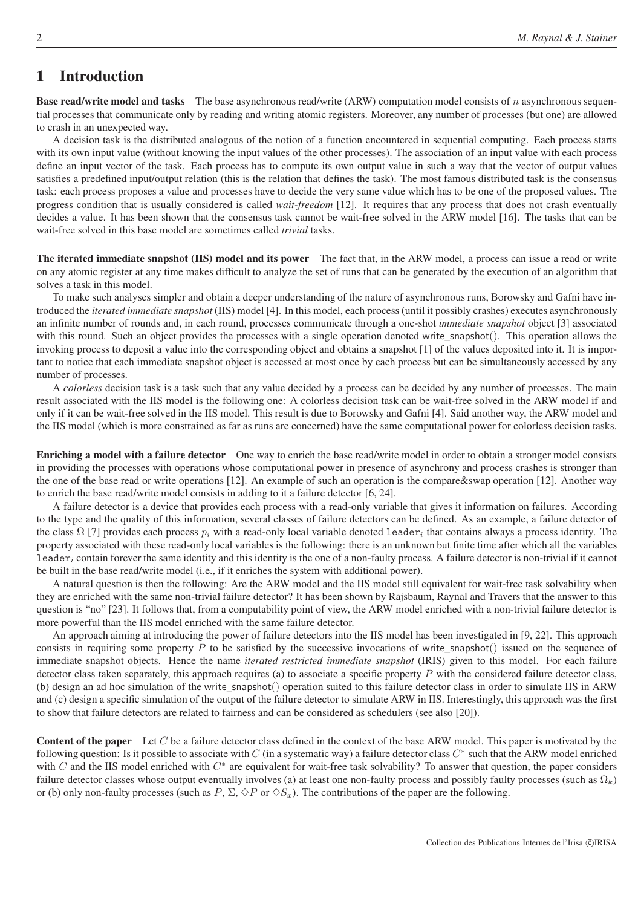# 1 Introduction

**Base read/write model and tasks** The base asynchronous read/write (ARW) computation model consists of $n$ asynchronous sequential processes that communicate only by reading and writing atomic registers. Moreover, any number of processes (but one) are allowed to crash in an unexpected way.

A decision task is the distributed analogous of the notion of a function encountered in sequential computing. Each process starts with its own input value (without knowing the input values of the other processes). The association of an input value with each process define an input vector of the task. Each process has to compute its own output value in such a way that the vector of output values satisfies a predefined input/output relation (this is the relation that defines the task). The most famous distributed task is the consensus task: each process proposes a value and processes have to decide the very same value which has to be one of the proposed values. The progress condition that is usually considered is called *wait-freedom* [12]. It requires that any process that does not crash eventually decides a value. It has been shown that the consensus task cannot be wait-free solved in the ARW model [16]. The tasks that can be wait-free solved in this base model are sometimes called *trivial* tasks.

**The iterated immediate snapshot (IIS) model and its power** The fact that, in the ARW model, a process can issue a read or write on any atomic register at any time makes difficult to analyze the set of runs that can be generated by the execution of an algorithm that solves a task in this model.

To make such analyses simpler and obtain a deeper understanding of the nature of asynchronous runs, Borowsky and Gafni have introduced the *iterated immediate snapshot* (IIS) model [4]. In this model, each process (until it possibly crashes) executes asynchronously an infinite number of rounds and, in each round, processes communicate through a one-shot *immediate snapshot* object [3] associated with this round. Such an object provides the processes with a single operation denoted write_snapshot(). This operation allows the invoking process to deposit a value into the corresponding object and obtains a snapshot [1] of the values deposited into it. It is important to notice that each immediate snapshot object is accessed at most once by each process but can be simultaneously accessed by any number of processes.

A *colorless* decision task is a task such that any value decided by a process can be decided by any number of processes. The main result associated with the IIS model is the following one: A colorless decision task can be wait-free solved in the ARW model if and only if it can be wait-free solved in the IIS model. This result is due to Borowsky and Gafni [4]. Said another way, the ARW model and the IIS model (which is more constrained as far as runs are concerned) have the same computational power for colorless decision tasks.

**Enriching a model with a failure detector** One way to enrich the base read/write model in order to obtain a stronger model consists in providing the processes with operations whose computational power in presence of asynchrony and process crashes is stronger than the one of the base read or write operations [12]. An example of such an operation is the compare&swap operation [12]. Another way to enrich the base read/write model consists in adding to it a failure detector [6, 24].

A failure detector is a device that provides each process with a read-only variable that gives it information on failures. According to the type and the quality of this information, several classes of failure detectors can be defined. As an example, a failure detector of the class $\Omega$ [7] provides each process $p_i$ with a read-only local variable denoted $\mathtt{leader}_i$ that contains always a process identity. The property associated with these read-only local variables is the following: there is an unknown but finite time after which all the variables $\mathtt{leader}_i$ contain forever the same identity and this identity is the one of a non-faulty process. A failure detector is non-trivial if it cannot be built in the base read/write model (i.e., if it enriches the system with additional power).

A natural question is then the following: Are the ARW model and the IIS model still equivalent for wait-free task solvability when they are enriched with the same non-trivial failure detector? It has been shown by Rajsbaum, Raynal and Travers that the answer to this question is "no" [23]. It follows that, from a computability point of view, the ARW model enriched with a non-trivial failure detector is more powerful than the IIS model enriched with the same failure detector.

An approach aiming at introducing the power of failure detectors into the IIS model has been investigated in [9, 22]. This approach consists in requiring some property $P$ to be satisfied by the successive invocations of write_snapshot() issued on the sequence of immediate snapshot objects. Hence the name *iterated restricted immediate snapshot* (IRIS) given to this model. For each failure detector class taken separately, this approach requires (a) to associate a specific property $P$ with the considered failure detector class, (b) design an ad hoc simulation of the write_snapshot() operation suited to this failure detector class in order to simulate IIS in ARW and (c) design a specific simulation of the output of the failure detector to simulate ARW in IIS. Interestingly, this approach was the first to show that failure detectors are related to fairness and can be considered as schedulers (see also [20]).

**Content of the paper** Let $C$ be a failure detector class defined in the context of the base ARW model. This paper is motivated by the following question: Is it possible to associate with $C$ (in a systematic way) a failure detector class $C^*$ such that the ARW model enriched with $C$ and the IIS model enriched with $C^*$ are equivalent for wait-free task solvability? To answer that question, the paper considers failure detector classes whose output eventually involves (a) at least one non-faulty process and possibly faulty processes (such as $\Omega_k$) or (b) only non-faulty processes (such as $P$, $\Sigma$, $\diamond P$ or $\diamond S_x$). The contributions of the paper are the following.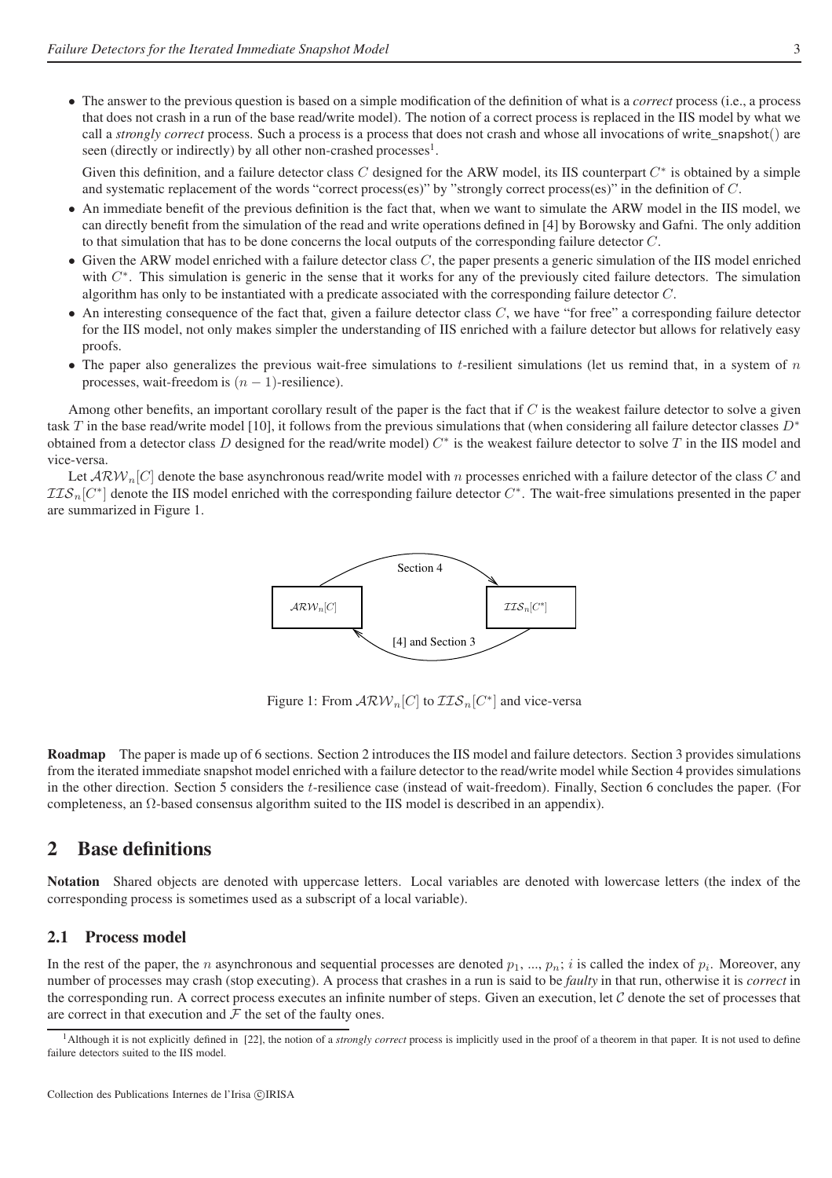- The answer to the previous question is based on a simple modification of the definition of what is a *correct* process (i.e., a process that does not crash in a run of the base read/write model). The notion of a correct process is replaced in the IIS model by what we call a *strongly correct* process. Such a process is a process that does not crash and whose all invocations of write_snapshot() are seen (directly or indirectly) by all other non-crashed processes[1].

  Given this definition, and a failure detector class $C$ designed for the ARW model, its IIS counterpart $C^*$ is obtained by a simple and systematic replacement of the words "correct process(es)" by "strongly correct process(es)" in the definition of $C$.
- An immediate benefit of the previous definition is the fact that, when we want to simulate the ARW model in the IIS model, we can directly benefit from the simulation of the read and write operations defined in [4] by Borowsky and Gafni. The only addition to that simulation that has to be done concerns the local outputs of the corresponding failure detector $C$.
- Given the ARW model enriched with a failure detector class $C$, the paper presents a generic simulation of the IIS model enriched with $C^*$. This simulation is generic in the sense that it works for any of the previously cited failure detectors. The simulation algorithm has only to be instantiated with a predicate associated with the corresponding failure detector $C$.
- An interesting consequence of the fact that, given a failure detector class $C$, we have "for free" a corresponding failure detector for the IIS model, not only makes simpler the understanding of IIS enriched with a failure detector but allows for relatively easy proofs.
- The paper also generalizes the previous wait-free simulations to $t$-resilient simulations (let us remind that, in a system of $n$ processes, wait-freedom is $(n-1)$-resilience).

Among other benefits, an important corollary result of the paper is the fact that if $C$ is the weakest failure detector to solve a given task $T$ in the base read/write model [10], it follows from the previous simulations that (when considering all failure detector classes $D^*$ obtained from a detector class $D$ designed for the read/write model) $C^*$ is the weakest failure detector to solve $T$ in the IIS model and vice-versa.

Let $\mathcal{ARW}_n[C]$ denote the base asynchronous read/write model with $n$ processes enriched with a failure detector of the class $C$ and $\mathcal{IIS}_n[C^*]$ denote the IIS model enriched with the corresponding failure detector $C^*$. The wait-free simulations presented in the paper are summarized in Figure 1.

Section 4

$\mathcal{ARW}_n[C]$

$\mathcal{IIS}_n[C^*]$

[4] and Section 3

Figure 1: From $\mathcal{ARW}_n[C]$ to $\mathcal{IIS}_n[C^*]$ and vice-versa

**Roadmap** The paper is made up of 6 sections. Section 2 introduces the IIS model and failure detectors. Section 3 provides simulations from the iterated immediate snapshot model enriched with a failure detector to the read/write model while Section 4 provides simulations in the other direction. Section 5 considers the $t$-resilience case (instead of wait-freedom). Finally, Section 6 concludes the paper. (For completeness, an $\Omega$-based consensus algorithm suited to the IIS model is described in an appendix).

## 2 Base definitions

**Notation** Shared objects are denoted with uppercase letters. Local variables are denoted with lowercase letters (the index of the corresponding process is sometimes used as a subscript of a local variable).

### 2.1 Process model

In the rest of the paper, the $n$ asynchronous and sequential processes are denoted $p_1$, ..., $p_n$; $i$ is called the index of $p_i$. Moreover, any number of processes may crash (stop executing). A process that crashes in a run is said to be *faulty* in that run, otherwise it is *correct* in the corresponding run. A correct process executes an infinite number of steps. Given an execution, let $\mathcal{C}$ denote the set of processes that are correct in that execution and $\mathcal{F}$ the set of the faulty ones.

[1] Although it is not explicitly defined in [22], the notion of a *strongly correct* process is implicitly used in the proof of a theorem in that paper. It is not used to define failure detectors suited to the IIS model.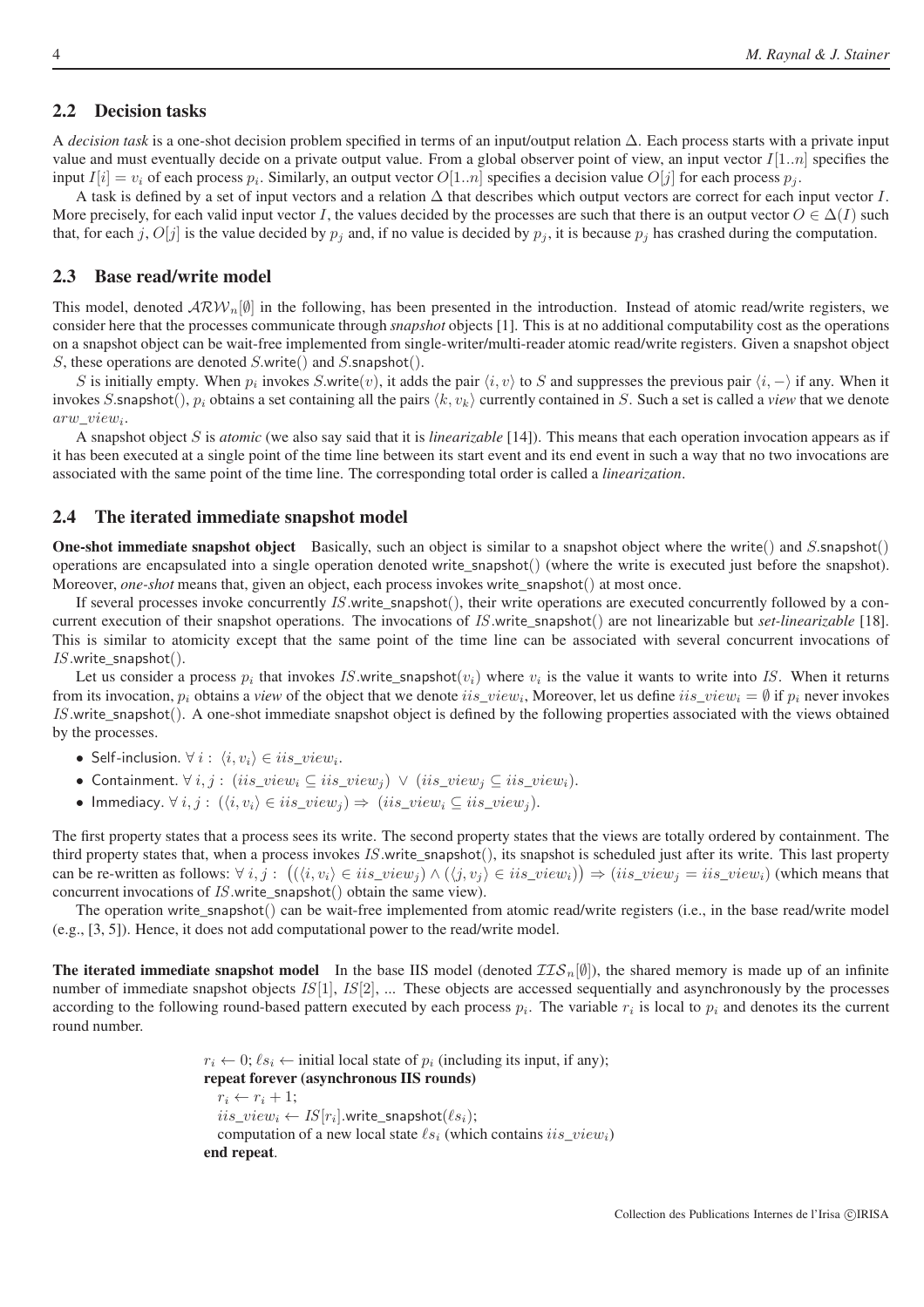## 2.2 Decision tasks

A *decision task* is a one-shot decision problem specified in terms of an input/output relation $\Delta$. Each process starts with a private input value and must eventually decide on a private output value. From a global observer point of view, an input vector $I[1..n]$ specifies the input $I[i] = v_i$ of each process $p_i$. Similarly, an output vector $O[1..n]$ specifies a decision value $O[j]$ for each process $p_j$.

A task is defined by a set of input vectors and a relation $\Delta$ that describes which output vectors are correct for each input vector $I$. More precisely, for each valid input vector $I$, the values decided by the processes are such that there is an output vector $O \in \Delta(I)$ such that, for each $j$, $O[j]$ is the value decided by $p_j$ and, if no value is decided by $p_j$, it is because $p_j$ has crashed during the computation.

## 2.3 Base read/write model

This model, denoted $\mathcal{ARW}_n[\emptyset]$ in the following, has been presented in the introduction. Instead of atomic read/write registers, we consider here that the processes communicate through *snapshot* objects [1]. This is at no additional computability cost as the operations on a snapshot object can be wait-free implemented from single-writer/multi-reader atomic read/write registers. Given a snapshot object $S$, these operations are denoted $S$.write() and $S$.snapshot().

$S$ is initially empty. When $p_i$ invokes $S$.write($v$), it adds the pair $\langle i, v\rangle$ to $S$ and suppresses the previous pair $\langle i, -\rangle$ if any. When it invokes $S$.snapshot(), $p_i$ obtains a set containing all the pairs $\langle k, v_k\rangle$ currently contained in $S$. Such a set is called a *view* that we denote $arw\_view_i$.

A snapshot object $S$ is *atomic* (we also say said that it is *linearizable* [14]). This means that each operation invocation appears as if it has been executed at a single point of the time line between its start event and its end event in such a way that no two invocations are associated with the same point of the time line. The corresponding total order is called a *linearization*.

## 2.4 The iterated immediate snapshot model

**One-shot immediate snapshot object** Basically, such an object is similar to a snapshot object where the write() and $S$.snapshot() operations are encapsulated into a single operation denoted write_snapshot() (where the write is executed just before the snapshot). Moreover, *one-shot* means that, given an object, each process invokes write_snapshot() at most once.

If several processes invoke concurrently $IS$.write_snapshot(), their write operations are executed concurrently followed by a concurrent execution of their snapshot operations. The invocations of $IS$.write_snapshot() are not linearizable but *set-linearizable* [18]. This is similar to atomicity except that the same point of the time line can be associated with several concurrent invocations of $IS$.write_snapshot().

Let us consider a process $p_i$ that invokes $IS$.write_snapshot($v_i$) where $v_i$ is the value it wants to write into $IS$. When it returns from its invocation, $p_i$ obtains a *view* of the object that we denote $iis\_view_i$, Moreover, let us define $iis\_view_i = \emptyset$ if $p_i$ never invokes $IS$.write_snapshot(). A one-shot immediate snapshot object is defined by the following properties associated with the views obtained by the processes.

- Self-inclusion. $\forall\, i : \langle i, v_i\rangle \in iis\_view_i$.
- Containment. $\forall\, i, j : (iis\_view_i \subseteq iis\_view_j) \,\vee\, (iis\_view_j \subseteq iis\_view_i)$.
- Immediacy. $\forall\, i, j : (\langle i, v_i\rangle \in iis\_view_j) \Rightarrow (iis\_view_i \subseteq iis\_view_j)$.

The first property states that a process sees its write. The second property states that the views are totally ordered by containment. The third property states that, when a process invokes $IS$.write_snapshot(), its snapshot is scheduled just after its write. This last property can be re-written as follows: $\forall\, i, j : \big((\langle i, v_i\rangle \in iis\_view_j) \wedge (\langle j, v_j\rangle \in iis\_view_i)\big) \Rightarrow (iis\_view_j = iis\_view_i)$ (which means that concurrent invocations of $IS$.write_snapshot() obtain the same view).

The operation write_snapshot() can be wait-free implemented from atomic read/write registers (i.e., in the base read/write model (e.g., [3, 5]). Hence, it does not add computational power to the read/write model.

**The iterated immediate snapshot model** In the base IIS model (denoted $\mathcal{IIS}_n[\emptyset]$), the shared memory is made up of an infinite number of immediate snapshot objects $IS[1]$, $IS[2]$, ... These objects are accessed sequentially and asynchronously by the processes according to the following round-based pattern executed by each process $p_i$. The variable $r_i$ is local to $p_i$ and denotes its the current round number.

> $r_i \leftarrow 0$; $\ell s_i \leftarrow$ initial local state of $p_i$ (including its input, if any);
> **repeat forever (asynchronous IIS rounds)**
> &nbsp;&nbsp;$r_i \leftarrow r_i + 1$;
> &nbsp;&nbsp;$iis\_view_i \leftarrow IS[r_i]$.write_snapshot($\ell s_i$);
> &nbsp;&nbsp;computation of a new local state $\ell s_i$ (which contains $iis\_view_i$)
> **end repeat**.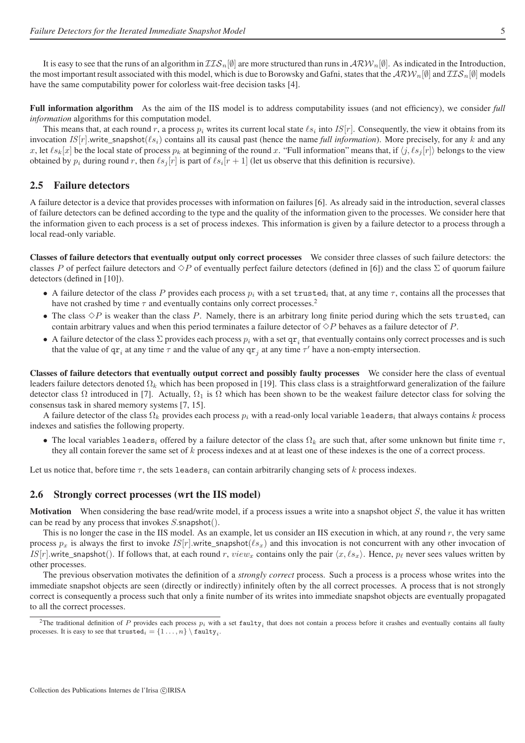It is easy to see that the runs of an algorithm in $\mathcal{IIS}_n[\emptyset]$ are more structured than runs in $\mathcal{ARW}_n[\emptyset]$. As indicated in the Introduction, the most important result associated with this model, which is due to Borowsky and Gafni, states that the $\mathcal{ARW}_n[\emptyset]$ and $\mathcal{IIS}_n[\emptyset]$ models have the same computability power for colorless wait-free decision tasks [4].

**Full information algorithm** As the aim of the IIS model is to address computability issues (and not efficiency), we consider *full information* algorithms for this computation model.

This means that, at each round $r$, a process $p_i$ writes its current local state $\ell s_i$ into $IS[r]$. Consequently, the view it obtains from its invocation $IS[r].\mathsf{write\_snapshot}(\ell s_i)$ contains all its causal past (hence the name *full information*). More precisely, for any $k$ and any $x$, let $\ell s_k[x]$ be the local state of process $p_k$ at beginning of the round $x$. "Full information" means that, if $\langle j, \ell s_j[r] \rangle$ belongs to the view obtained by $p_i$ during round $r$, then $\ell s_j[r]$ is part of $\ell s_i[r+1]$ (let us observe that this definition is recursive).

## 2.5 Failure detectors

A failure detector is a device that provides processes with information on failures [6]. As already said in the introduction, several classes of failure detectors can be defined according to the type and the quality of the information given to the processes. We consider here that the information given to each process is a set of process indexes. This information is given by a failure detector to a process through a local read-only variable.

**Classes of failure detectors that eventually output only correct processes** We consider three classes of such failure detectors: the classes $P$ of perfect failure detectors and $\Diamond P$ of eventually perfect failure detectors (defined in [6]) and the class $\Sigma$ of quorum failure detectors (defined in [10]).

- A failure detector of the class $P$ provides each process $p_i$ with a set $\mathtt{trusted}_i$ that, at any time $\tau$, contains all the processes that have not crashed by time $\tau$ and eventually contains only correct processes.[2]
- The class $\Diamond P$ is weaker than the class $P$. Namely, there is an arbitrary long finite period during which the sets $\mathtt{trusted}_i$ can contain arbitrary values and when this period terminates a failure detector of $\Diamond P$ behaves as a failure detector of $P$.
- A failure detector of the class $\Sigma$ provides each process $p_i$ with a set $\mathtt{qr}_i$ that eventually contains only correct processes and is such that the value of $\mathtt{qr}_i$ at any time $\tau$ and the value of any $\mathtt{qr}_j$ at any time $\tau'$ have a non-empty intersection.

**Classes of failure detectors that eventually output correct and possibly faulty processes** We consider here the class of eventual leaders failure detectors denoted $\Omega_k$ which has been proposed in [19]. This class class is a straightforward generalization of the failure detector class $\Omega$ introduced in [7]. Actually, $\Omega_1$ is $\Omega$ which has been shown to be the weakest failure detector class for solving the consensus task in shared memory systems [7, 15].

A failure detector of the class $\Omega_k$ provides each process $p_i$ with a read-only local variable $\mathtt{leaders}_i$ that always contains $k$ process indexes and satisfies the following property.

- The local variables $\mathtt{leaders}_i$ offered by a failure detector of the class $\Omega_k$ are such that, after some unknown but finite time $\tau$, they all contain forever the same set of $k$ process indexes and at at least one of these indexes is the one of a correct process.

Let us notice that, before time $\tau$, the sets $\mathtt{leaders}_i$ can contain arbitrarily changing sets of $k$ process indexes.

## 2.6 Strongly correct processes (wrt the IIS model)

**Motivation** When considering the base read/write model, if a process issues a write into a snapshot object $S$, the value it has written can be read by any process that invokes $S.\mathsf{snapshot}()$.

This is no longer the case in the IIS model. As an example, let us consider an IIS execution in which, at any round $r$, the very same process $p_x$ is always the first to invoke $IS[r].\mathsf{write\_snapshot}(\ell s_x)$ and this invocation is not concurrent with any other invocation of $IS[r].\mathsf{write\_snapshot}()$. If follows that, at each round $r$, $view_x$ contains only the pair $\langle x, \ell s_x \rangle$. Hence, $p_\ell$ never sees values written by other processes.

The previous observation motivates the definition of a *strongly correct* process. Such a process is a process whose writes into the immediate snapshot objects are seen (directly or indirectly) infinitely often by the all correct processes. A process that is not strongly correct is consequently a process such that only a finite number of its writes into immediate snapshot objects are eventually propagated to all the correct processes.

[2] The traditional definition of $P$ provides each process $p_i$ with a set $\mathtt{faulty}_i$ that does not contain a process before it crashes and eventually contains all faulty processes. It is easy to see that $\mathtt{trusted}_i = \{1 \ldots, n\} \setminus \mathtt{faulty}_i$.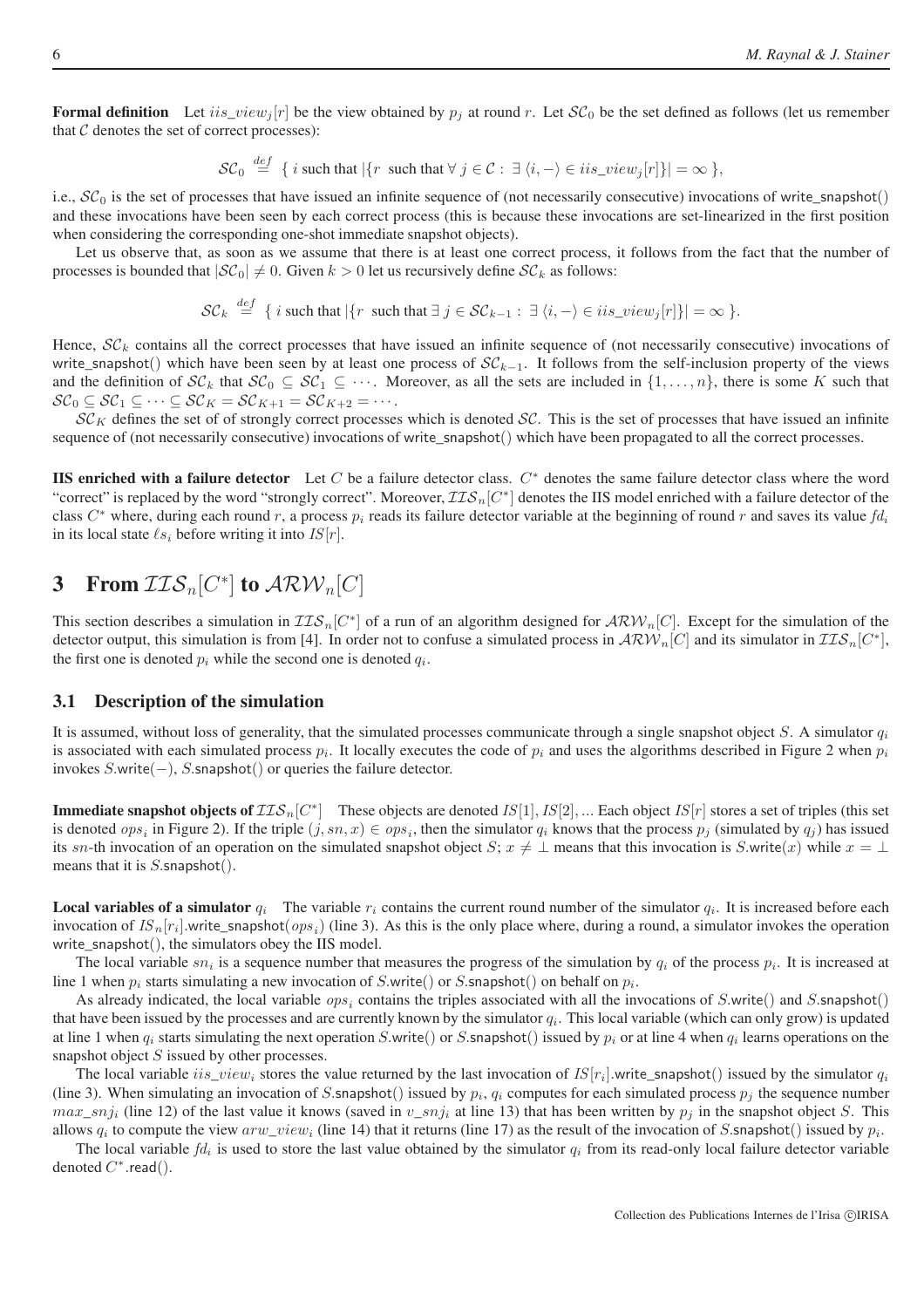**Formal definition** Let $iis\_view_j[r]$ be the view obtained by $p_j$ at round $r$. Let $\mathcal{SC}_0$ be the set defined as follows (let us remember that $\mathcal{C}$ denotes the set of correct processes):

$$\mathcal{SC}_0 \stackrel{def}{=} \{\ i \text{ such that } |\{r \text{ such that } \forall\, j \in \mathcal{C} :\ \exists\, \langle i, -\rangle \in iis\_view_j[r]\}| = \infty\ \},$$

i.e., $\mathcal{SC}_0$ is the set of processes that have issued an infinite sequence of (not necessarily consecutive) invocations of write_snapshot() and these invocations have been seen by each correct process (this is because these invocations are set-linearized in the first position when considering the corresponding one-shot immediate snapshot objects).

Let us observe that, as soon as we assume that there is at least one correct process, it follows from the fact that the number of processes is bounded that $|\mathcal{SC}_0| \neq 0$. Given $k > 0$ let us recursively define $\mathcal{SC}_k$ as follows:

$$\mathcal{SC}_k \stackrel{def}{=} \{\ i \text{ such that } |\{r \text{ such that } \exists\, j \in \mathcal{SC}_{k-1} :\ \exists\, \langle i, -\rangle \in iis\_view_j[r]\}| = \infty\ \}.$$

Hence, $\mathcal{SC}_k$ contains all the correct processes that have issued an infinite sequence of (not necessarily consecutive) invocations of write_snapshot() which have been seen by at least one process of $\mathcal{SC}_{k-1}$. It follows from the self-inclusion property of the views and the definition of $\mathcal{SC}_k$ that $\mathcal{SC}_0 \subseteq \mathcal{SC}_1 \subseteq \cdots$. Moreover, as all the sets are included in $\{1, \ldots, n\}$, there is some $K$ such that $\mathcal{SC}_0 \subseteq \mathcal{SC}_1 \subseteq \cdots \subseteq \mathcal{SC}_K = \mathcal{SC}_{K+1} = \mathcal{SC}_{K+2} = \cdots$.

$\mathcal{SC}_K$ defines the set of of strongly correct processes which is denoted $\mathcal{SC}$. This is the set of processes that have issued an infinite sequence of (not necessarily consecutive) invocations of write_snapshot() which have been propagated to all the correct processes.

**IIS enriched with a failure detector** Let $C$ be a failure detector class. $C^*$ denotes the same failure detector class where the word "correct" is replaced by the word "strongly correct". Moreover, $\mathcal{IIS}_n[C^*]$ denotes the IIS model enriched with a failure detector of the class $C^*$ where, during each round $r$, a process $p_i$ reads its failure detector variable at the beginning of round $r$ and saves its value $fd_i$ in its local state $\ell s_i$ before writing it into $IS[r]$.

# 3 From $\mathcal{IIS}_n[C^*]$ to $\mathcal{ARW}_n[C]$

This section describes a simulation in $\mathcal{IIS}_n[C^*]$ of a run of an algorithm designed for $\mathcal{ARW}_n[C]$. Except for the simulation of the detector output, this simulation is from [4]. In order not to confuse a simulated process in $\mathcal{ARW}_n[C]$ and its simulator in $\mathcal{IIS}_n[C^*]$, the first one is denoted $p_i$ while the second one is denoted $q_i$.

## 3.1 Description of the simulation

It is assumed, without loss of generality, that the simulated processes communicate through a single snapshot object $S$. A simulator $q_i$ is associated with each simulated process $p_i$. It locally executes the code of $p_i$ and uses the algorithms described in Figure 2 when $p_i$ invokes $S$.write$(-)$, $S$.snapshot() or queries the failure detector.

**Immediate snapshot objects of $\mathcal{IIS}_n[C^*]$** These objects are denoted $IS[1], IS[2], \ldots$ Each object $IS[r]$ stores a set of triples (this set is denoted $ops_i$ in Figure 2). If the triple $(j, sn, x) \in ops_i$, then the simulator $q_i$ knows that the process $p_j$ (simulated by $q_j$) has issued its $sn$-th invocation of an operation on the simulated snapshot object $S$; $x \neq \bot$ means that this invocation is $S$.write$(x)$ while $x = \bot$ means that it is $S$.snapshot().

**Local variables of a simulator $q_i$** The variable $r_i$ contains the current round number of the simulator $q_i$. It is increased before each invocation of $IS_n[r_i]$.write_snapshot$(ops_i)$ (line 3). As this is the only place where, during a round, a simulator invokes the operation write_snapshot(), the simulators obey the IIS model.

The local variable $sn_i$ is a sequence number that measures the progress of the simulation by $q_i$ of the process $p_i$. It is increased at line 1 when $p_i$ starts simulating a new invocation of $S$.write() or $S$.snapshot() on behalf on $p_i$.

As already indicated, the local variable $ops_i$ contains the triples associated with all the invocations of $S$.write() and $S$.snapshot() that have been issued by the processes and are currently known by the simulator $q_i$. This local variable (which can only grow) is updated at line 1 when $q_i$ starts simulating the next operation $S$.write() or $S$.snapshot() issued by $p_i$ or at line 4 when $q_i$ learns operations on the snapshot object $S$ issued by other processes.

The local variable $iis\_view_i$ stores the value returned by the last invocation of $IS[r_i]$.write_snapshot() issued by the simulator $q_i$ (line 3). When simulating an invocation of $S$.snapshot() issued by $p_i$, $q_i$ computes for each simulated process $p_j$ the sequence number $max\_snj_i$ (line 12) of the last value it knows (saved in $v\_snj_i$ at line 13) that has been written by $p_j$ in the snapshot object $S$. This allows $q_i$ to compute the view $arw\_view_i$ (line 14) that it returns (line 17) as the result of the invocation of $S$.snapshot() issued by $p_i$.

The local variable $fd_i$ is used to store the last value obtained by the simulator $q_i$ from its read-only local failure detector variable denoted $C^*$.read().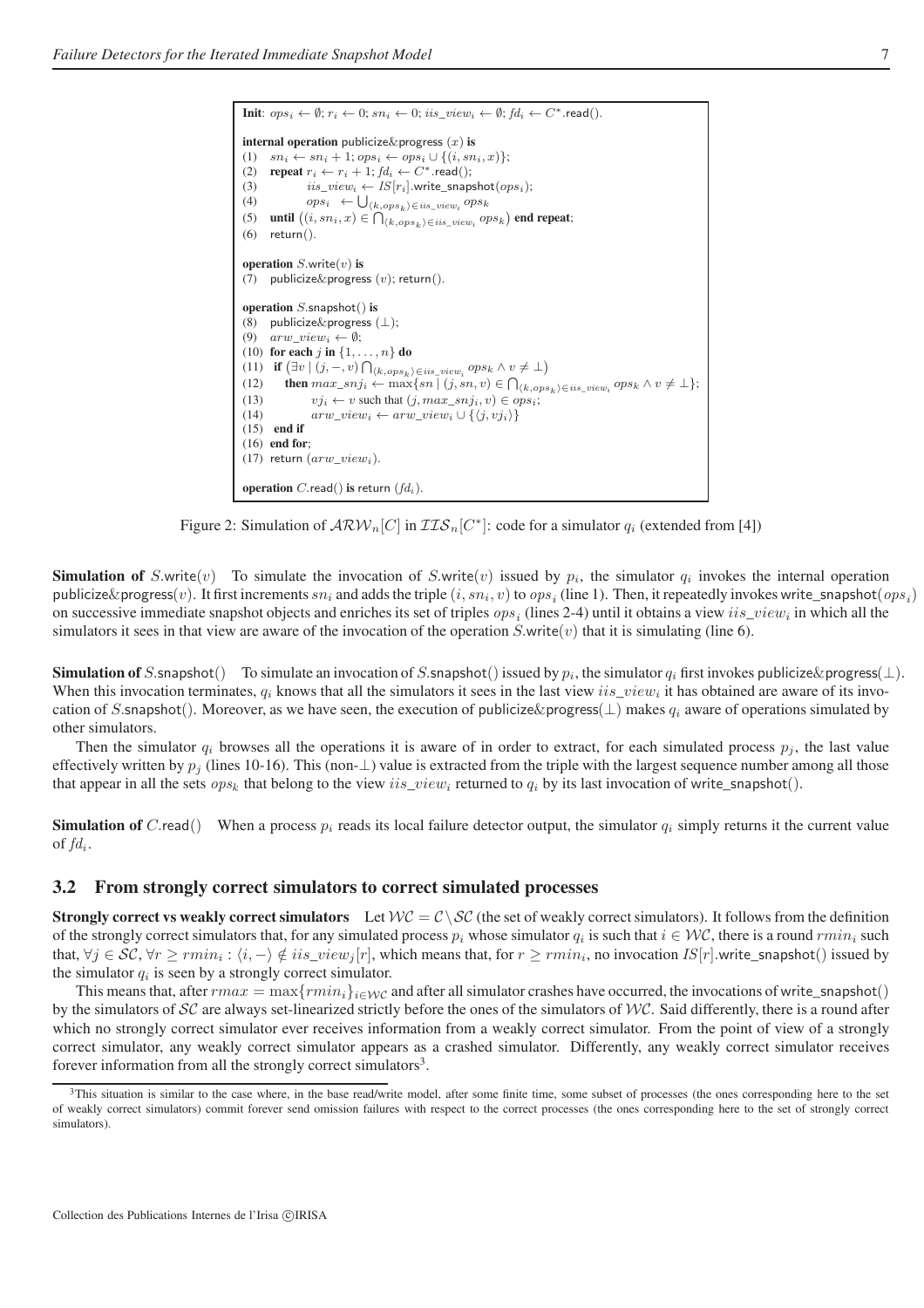```
Init: ops_i ← ∅; r_i ← 0; sn_i ← 0; iis_view_i ← ∅; fd_i ← C*.read().

internal operation publicize&progress (x) is
(1)   sn_i ← sn_i + 1; ops_i ← ops_i ∪ {(i, sn_i, x)};
(2)   repeat r_i ← r_i + 1; fd_i ← C*.read();
(3)           iis_view_i ← IS[r_i].write_snapshot(ops_i);
(4)           ops_i ← ∪_{⟨k,ops_k⟩ ∈ iis_view_i} ops_k
(5)   until ((i, sn_i, x) ∈ ∩_{⟨k,ops_k⟩ ∈ iis_view_i} ops_k) end repeat;
(6)   return().

operation S.write(v) is
(7)   publicize&progress (v); return().

operation S.snapshot() is
(8)   publicize&progress (⊥);
(9)   arw_view_i ← ∅;
(10)  for each j in {1, . . . , n} do
(11)    if (∃v | (j, −, v) ∩_{⟨k,ops_k⟩ ∈ iis_view_i} ops_k ∧ v ≠ ⊥)
(12)      then max_snj_i ← max{sn | (j, sn, v) ∈ ∩_{⟨k,ops_k⟩ ∈ iis_view_i} ops_k ∧ v ≠ ⊥};
(13)           vj_i ← v such that (j, max_snj_i, v) ∈ ops_i;
(14)           arw_view_i ← arw_view_i ∪ {⟨j, vj_i⟩}
(15)    end if
(16)  end for;
(17)  return (arw_view_i).

operation C.read() is return (fd_i).
```

Figure 2: Simulation of $\mathcal{ARW}_n[C]$ in $\mathcal{IIS}_n[C^*]$: code for a simulator $q_i$ (extended from [4])

**Simulation of** $S.\mathsf{write}(v)$ To simulate the invocation of $S.\mathsf{write}(v)$ issued by $p_i$, the simulator $q_i$ invokes the internal operation publicize&progress$(v)$. It first increments $sn_i$ and adds the triple $(i, sn_i, v)$ to $ops_i$ (line 1). Then, it repeatedly invokes write_snapshot$(ops_i)$ on successive immediate snapshot objects and enriches its set of triples $ops_i$ (lines 2-4) until it obtains a view $iis\_view_i$ in which all the simulators it sees in that view are aware of the invocation of the operation $S.\mathsf{write}(v)$ that it is simulating (line 6).

**Simulation of** $S.\mathsf{snapshot}()$ To simulate an invocation of $S.\mathsf{snapshot}()$ issued by $p_i$, the simulator $q_i$ first invokes publicize&progress$(\bot)$. When this invocation terminates, $q_i$ knows that all the simulators it sees in the last view $iis\_view_i$ it has obtained are aware of its invocation of $S.\mathsf{snapshot}()$. Moreover, as we have seen, the execution of publicize&progress$(\bot)$ makes $q_i$ aware of operations simulated by other simulators.

Then the simulator $q_i$ browses all the operations it is aware of in order to extract, for each simulated process $p_j$, the last value effectively written by $p_j$ (lines 10-16). This (non-$\bot$) value is extracted from the triple with the largest sequence number among all those that appear in all the sets $ops_k$ that belong to the view $iis\_view_i$ returned to $q_i$ by its last invocation of write_snapshot().

**Simulation of** $C.\mathsf{read}()$ When a process $p_i$ reads its local failure detector output, the simulator $q_i$ simply returns it the current value of $fd_i$.

### 3.2 From strongly correct simulators to correct simulated processes

**Strongly correct vs weakly correct simulators** Let $\mathcal{WC} = \mathcal{C} \setminus \mathcal{SC}$ (the set of weakly correct simulators). It follows from the definition of the strongly correct simulators that, for any simulated process $p_i$ whose simulator $q_i$ is such that $i \in \mathcal{WC}$, there is a round $rmin_i$ such that, $\forall j \in \mathcal{SC}, \forall r \geq rmin_i : \langle i, - \rangle \notin iis\_view_j[r]$, which means that, for $r \geq rmin_i$, no invocation $IS[r]$.write_snapshot() issued by the simulator $q_i$ is seen by a strongly correct simulator.

This means that, after $rmax = \max\{rmin_i\}_{i \in \mathcal{WC}}$ and after all simulator crashes have occurred, the invocations of write_snapshot() by the simulators of $\mathcal{SC}$ are always set-linearized strictly before the ones of the simulators of $\mathcal{WC}$. Said differently, there is a round after which no strongly correct simulator ever receives information from a weakly correct simulator. From the point of view of a strongly correct simulator, any weakly correct simulator appears as a crashed simulator. Differently, any weakly correct simulator receives forever information from all the strongly correct simulators[3].

[3]This situation is similar to the case where, in the base read/write model, after some finite time, some subset of processes (the ones corresponding here to the set of weakly correct simulators) commit forever send omission failures with respect to the correct processes (the ones corresponding here to the set of strongly correct simulators).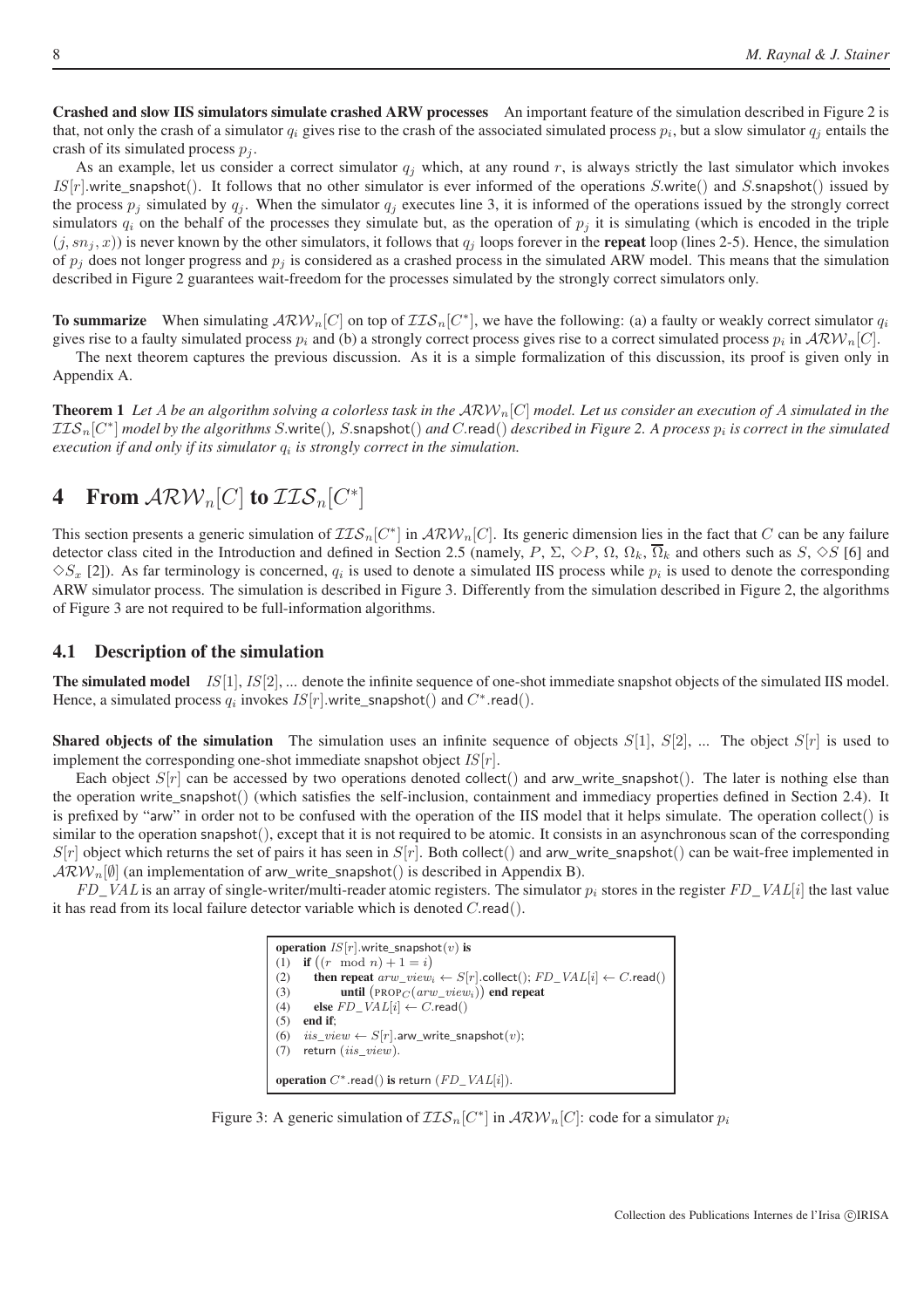**Crashed and slow IIS simulators simulate crashed ARW processes** An important feature of the simulation described in Figure 2 is that, not only the crash of a simulator $q_i$ gives rise to the crash of the associated simulated process $p_i$, but a slow simulator $q_j$ entails the crash of its simulated process $p_j$.

As an example, let us consider a correct simulator $q_j$ which, at any round $r$, is always strictly the last simulator which invokes $IS[r]$.write_snapshot(). It follows that no other simulator is ever informed of the operations $S$.write() and $S$.snapshot() issued by the process $p_j$ simulated by $q_j$. When the simulator $q_j$ executes line 3, it is informed of the operations issued by the strongly correct simulators $q_i$ on the behalf of the processes they simulate but, as the operation of $p_j$ it is simulating (which is encoded in the triple $(j, sn_j, x)$) is never known by the other simulators, it follows that $q_j$ loops forever in the **repeat** loop (lines 2-5). Hence, the simulation of $p_j$ does not longer progress and $p_j$ is considered as a crashed process in the simulated ARW model. This means that the simulation described in Figure 2 guarantees wait-freedom for the processes simulated by the strongly correct simulators only.

**To summarize** When simulating $\mathcal{ARW}_n[C]$ on top of $\mathcal{IIS}_n[C^*]$, we have the following: (a) a faulty or weakly correct simulator $q_i$ gives rise to a faulty simulated process $p_i$ and (b) a strongly correct process gives rise to a correct simulated process $p_i$ in $\mathcal{ARW}_n[C]$.

The next theorem captures the previous discussion. As it is a simple formalization of this discussion, its proof is given only in Appendix A.

**Theorem 1** *Let $A$ be an algorithm solving a colorless task in the $\mathcal{ARW}_n[C]$ model. Let us consider an execution of $A$ simulated in the $\mathcal{IIS}_n[C^*]$ model by the algorithms $S$.write(), $S$.snapshot() and $C$.read() described in Figure 2. A process $p_i$ is correct in the simulated execution if and only if its simulator $q_i$ is strongly correct in the simulation.*

# 4 From $\mathcal{ARW}_n[C]$ to $\mathcal{IIS}_n[C^*]$

This section presents a generic simulation of $\mathcal{IIS}_n[C^*]$ in $\mathcal{ARW}_n[C]$. Its generic dimension lies in the fact that $C$ can be any failure detector class cited in the Introduction and defined in Section 2.5 (namely, $P$, $\Sigma$, $\Diamond P$, $\Omega$, $\Omega_k$, $\overline{\Omega}_k$ and others such as $S$, $\Diamond S$ [6] and $\Diamond S_x$ [2]). As far terminology is concerned, $q_i$ is used to denote a simulated IIS process while $p_i$ is used to denote the corresponding ARW simulator process. The simulation is described in Figure 3. Differently from the simulation described in Figure 2, the algorithms of Figure 3 are not required to be full-information algorithms.

## 4.1 Description of the simulation

**The simulated model** $IS[1]$, $IS[2]$, ... denote the infinite sequence of one-shot immediate snapshot objects of the simulated IIS model. Hence, a simulated process $q_i$ invokes $IS[r]$.write_snapshot() and $C^*$.read().

**Shared objects of the simulation** The simulation uses an infinite sequence of objects $S[1]$, $S[2]$, ... The object $S[r]$ is used to implement the corresponding one-shot immediate snapshot object $IS[r]$.

Each object $S[r]$ can be accessed by two operations denoted collect() and arw_write_snapshot(). The later is nothing else than the operation write_snapshot() (which satisfies the self-inclusion, containment and immediacy properties defined in Section 2.4). It is prefixed by "arw" in order not to be confused with the operation of the IIS model that it helps simulate. The operation collect() is similar to the operation snapshot(), except that it is not required to be atomic. It consists in an asynchronous scan of the corresponding $S[r]$ object which returns the set of pairs it has seen in $S[r]$. Both collect() and arw_write_snapshot() can be wait-free implemented in $\mathcal{ARW}_n[\emptyset]$ (an implementation of arw_write_snapshot() is described in Appendix B).

$FD\_VAL$ is an array of single-writer/multi-reader atomic registers. The simulator $p_i$ stores in the register $FD\_VAL[i]$ the last value it has read from its local failure detector variable which is denoted $C$.read().

```
operation IS[r].write_snapshot(v) is
(1)  if ((r mod n) + 1 = i)
(2)     then repeat arw_view_i ← S[r].collect(); FD_VAL[i] ← C.read()
(3)          until (PROP_C(arw_view_i)) end repeat
(4)     else FD_VAL[i] ← C.read()
(5)  end if;
(6)  iis_view ← S[r].arw_write_snapshot(v);
(7)  return (iis_view).

operation C*.read() is return (FD_VAL[i]).
```

Figure 3: A generic simulation of $\mathcal{IIS}_n[C^*]$ in $\mathcal{ARW}_n[C]$: code for a simulator $p_i$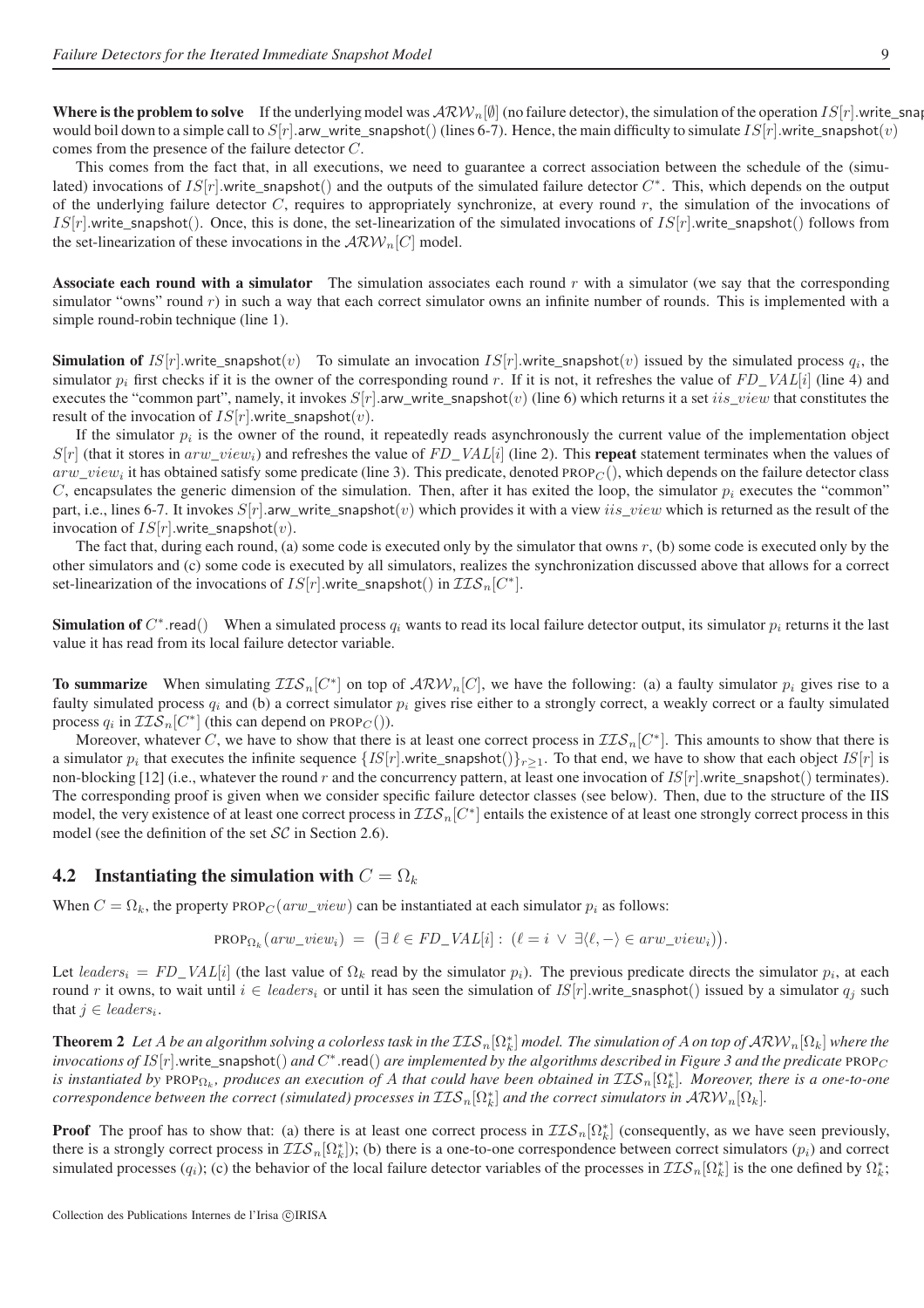**Where is the problem to solve** If the underlying model was $\mathcal{ARW}_n[\emptyset]$ (no failure detector), the simulation of the operation $IS[r]$.write_snapshot() would boil down to a simple call to $S[r]$.arw_write_snapshot() (lines 6-7). Hence, the main difficulty to simulate $IS[r]$.write_snapshot($v$) comes from the presence of the failure detector $C$.

This comes from the fact that, in all executions, we need to guarantee a correct association between the schedule of the (simulated) invocations of $IS[r]$.write_snapshot() and the outputs of the simulated failure detector $C^*$. This, which depends on the output of the underlying failure detector $C$, requires to appropriately synchronize, at every round $r$, the simulation of the invocations of $IS[r]$.write_snapshot(). Once, this is done, the set-linearization of the simulated invocations of $IS[r]$.write_snapshot() follows from the set-linearization of these invocations in the $\mathcal{ARW}_n[C]$ model.

**Associate each round with a simulator** The simulation associates each round $r$ with a simulator (we say that the corresponding simulator "owns" round $r$) in such a way that each correct simulator owns an infinite number of rounds. This is implemented with a simple round-robin technique (line 1).

**Simulation of** $IS[r]$.write_snapshot($v$) To simulate an invocation $IS[r]$.write_snapshot($v$) issued by the simulated process $q_i$, the simulator $p_i$ first checks if it is the owner of the corresponding round $r$. If it is not, it refreshes the value of $FD\_VAL[i]$ (line 4) and executes the "common part", namely, it invokes $S[r]$.arw_write_snapshot($v$) (line 6) which returns it a set $iis\_view$ that constitutes the result of the invocation of $IS[r]$.write_snapshot($v$).

If the simulator $p_i$ is the owner of the round, it repeatedly reads asynchronously the current value of the implementation object $S[r]$ (that it stores in $arw\_view_i$) and refreshes the value of $FD\_VAL[i]$ (line 2). This **repeat** statement terminates when the values of $arw\_view_i$ it has obtained satisfy some predicate (line 3). This predicate, denoted PROP$_C$(), which depends on the failure detector class $C$, encapsulates the generic dimension of the simulation. Then, after it has exited the loop, the simulator $p_i$ executes the "common" part, i.e., lines 6-7. It invokes $S[r]$.arw_write_snapshot($v$) which provides it with a view $iis\_view$ which is returned as the result of the invocation of $IS[r]$.write_snapshot($v$).

The fact that, during each round, (a) some code is executed only by the simulator that owns $r$, (b) some code is executed only by the other simulators and (c) some code is executed by all simulators, realizes the synchronization discussed above that allows for a correct set-linearization of the invocations of $IS[r]$.write_snapshot() in $\mathcal{IIS}_n[C^*]$.

**Simulation of** $C^*$.read() When a simulated process $q_i$ wants to read its local failure detector output, its simulator $p_i$ returns it the last value it has read from its local failure detector variable.

**To summarize** When simulating $\mathcal{IIS}_n[C^*]$ on top of $\mathcal{ARW}_n[C]$, we have the following: (a) a faulty simulator $p_i$ gives rise to a faulty simulated process $q_i$ and (b) a correct simulator $p_i$ gives rise either to a strongly correct, a weakly correct or a faulty simulated process $q_i$ in $\mathcal{IIS}_n[C^*]$ (this can depend on PROP$_C$()).

Moreover, whatever $C$, we have to show that there is at least one correct process in $\mathcal{IIS}_n[C^*]$. This amounts to show that there is a simulator $p_i$ that executes the infinite sequence $\{IS[r].\text{write\_snapshot}()\}_{r\geq 1}$. To that end, we have to show that each object $IS[r]$ is non-blocking [12] (i.e., whatever the round $r$ and the concurrency pattern, at least one invocation of $IS[r]$.write_snapshot() terminates). The corresponding proof is given when we consider specific failure detector classes (see below). Then, due to the structure of the IIS model, the very existence of at least one correct process in $\mathcal{IIS}_n[C^*]$ entails the existence of at least one strongly correct process in this model (see the definition of the set $\mathcal{SC}$ in Section 2.6).

## 4.2 Instantiating the simulation with $C = \Omega_k$

When $C = \Omega_k$, the property PROP$_C(arw\_view)$ can be instantiated at each simulator $p_i$ as follows:

$$\text{PROP}_{\Omega_k}(arw\_view_i) \;=\; \big(\exists\, \ell \in FD\_VAL[i] :\; (\ell = i \;\vee\; \exists \langle \ell, - \rangle \in arw\_view_i)\big).$$

Let $leaders_i = FD\_VAL[i]$ (the last value of $\Omega_k$ read by the simulator $p_i$). The previous predicate directs the simulator $p_i$, at each round $r$ it owns, to wait until $i \in leaders_i$ or until it has seen the simulation of $IS[r]$.write_snasphot() issued by a simulator $q_j$ such that $j \in leaders_i$.

**Theorem 2** *Let $A$ be an algorithm solving a colorless task in the $\mathcal{IIS}_n[\Omega_k^*]$ model. The simulation of $A$ on top of $\mathcal{ARW}_n[\Omega_k]$ where the invocations of $IS[r]$.write_snapshot() and $C^*$.read() are implemented by the algorithms described in Figure 3 and the predicate PROP$_C$ is instantiated by PROP$_{\Omega_k}$, produces an execution of $A$ that could have been obtained in $\mathcal{IIS}_n[\Omega_k^*]$. Moreover, there is a one-to-one correspondence between the correct (simulated) processes in $\mathcal{IIS}_n[\Omega_k^*]$ and the correct simulators in $\mathcal{ARW}_n[\Omega_k]$.*

**Proof** The proof has to show that: (a) there is at least one correct process in $\mathcal{IIS}_n[\Omega_k^*]$ (consequently, as we have seen previously, there is a strongly correct process in $\mathcal{IIS}_n[\Omega_k^*]$); (b) there is a one-to-one correspondence between correct simulators ($p_i$) and correct simulated processes ($q_i$); (c) the behavior of the local failure detector variables of the processes in $\mathcal{IIS}_n[\Omega_k^*]$ is the one defined by $\Omega_k^*$;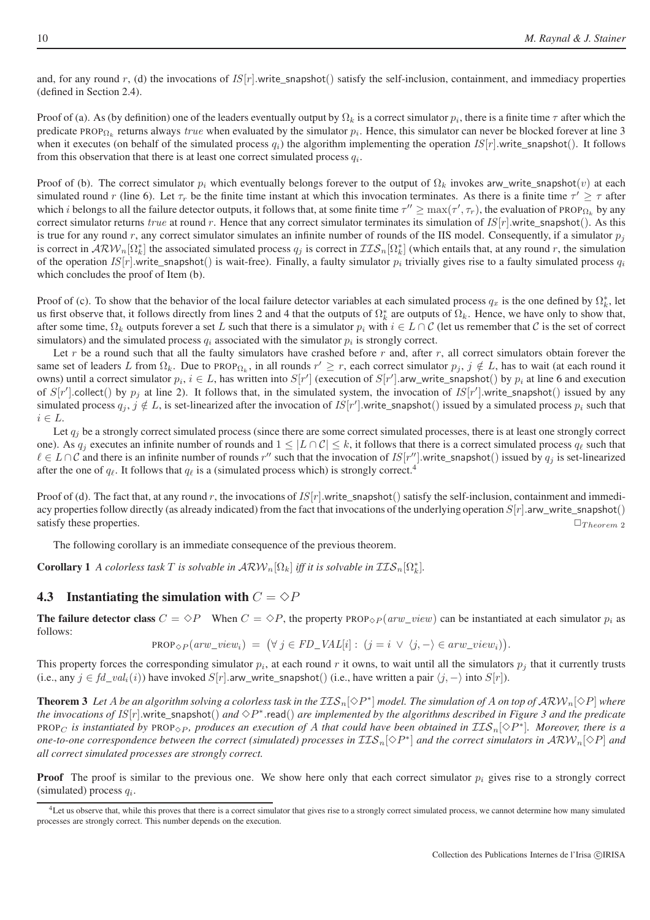and, for any round $r$, (d) the invocations of $IS[r]$.write_snapshot() satisfy the self-inclusion, containment, and immediacy properties (defined in Section 2.4).

Proof of (a). As (by definition) one of the leaders eventually output by $\Omega_k$ is a correct simulator $p_i$, there is a finite time $\tau$ after which the predicate $\text{PROP}_{\Omega_k}$ returns always $true$ when evaluated by the simulator $p_i$. Hence, this simulator can never be blocked forever at line 3 when it executes (on behalf of the simulated process $q_i$) the algorithm implementing the operation $IS[r]$.write_snapshot(). It follows from this observation that there is at least one correct simulated process $q_i$.

Proof of (b). The correct simulator $p_i$ which eventually belongs forever to the output of $\Omega_k$ invokes arw_write_snapshot($v$) at each simulated round $r$ (line 6). Let $\tau_r$ be the finite time instant at which this invocation terminates. As there is a finite time $\tau' \geq \tau$ after which $i$ belongs to all the failure detector outputs, it follows that, at some finite time $\tau'' \geq \max(\tau', \tau_r)$, the evaluation of $\text{PROP}_{\Omega_k}$ by any correct simulator returns $true$ at round $r$. Hence that any correct simulator terminates its simulation of $IS[r]$.write_snapshot(). As this is true for any round $r$, any correct simulator simulates an infinite number of rounds of the IIS model. Consequently, if a simulator $p_j$ is correct in $\mathcal{ARW}_n[\Omega_k^*]$ the associated simulated process $q_j$ is correct in $\mathcal{IIS}_n[\Omega_k^*]$ (which entails that, at any round $r$, the simulation of the operation $IS[r]$.write_snapshot() is wait-free). Finally, a faulty simulator $p_i$ trivially gives rise to a faulty simulated process $q_i$ which concludes the proof of Item (b).

Proof of (c). To show that the behavior of the local failure detector variables at each simulated process $q_x$ is the one defined by $\Omega_k^*$, let us first observe that, it follows directly from lines 2 and 4 that the outputs of $\Omega_k^*$ are outputs of $\Omega_k$. Hence, we have only to show that, after some time, $\Omega_k$ outputs forever a set $L$ such that there is a simulator $p_i$ with $i \in L \cap \mathcal{C}$ (let us remember that $\mathcal{C}$ is the set of correct simulators) and the simulated process $q_i$ associated with the simulator $p_i$ is strongly correct.

Let $r$ be a round such that all the faulty simulators have crashed before $r$ and, after $r$, all correct simulators obtain forever the same set of leaders $L$ from $\Omega_k$. Due to $\text{PROP}_{\Omega_k}$, in all rounds $r' \geq r$, each correct simulator $p_j$, $j \notin L$, has to wait (at each round it owns) until a correct simulator $p_i$, $i \in L$, has written into $S[r']$ (execution of $S[r']$.arw_write_snapshot() by $p_i$ at line 6 and execution of $S[r']$.collect() by $p_j$ at line 2). It follows that, in the simulated system, the invocation of $IS[r']$.write_snapshot() issued by any simulated process $q_j$, $j \notin L$, is set-linearized after the invocation of $IS[r']$.write_snapshot() issued by a simulated process $p_i$ such that $i \in L$.

Let $q_j$ be a strongly correct simulated process (since there are some correct simulated processes, there is at least one strongly correct one). As $q_j$ executes an infinite number of rounds and $1 \leq |L \cap \mathcal{C}| \leq k$, it follows that there is a correct simulated process $q_\ell$ such that $\ell \in L \cap \mathcal{C}$ and there is an infinite number of rounds $r''$ such that the invocation of $IS[r'']$.write_snapshot() issued by $q_j$ is set-linearized after the one of $q_\ell$. It follows that $q_\ell$ is a (simulated process which) is strongly correct.[4]

Proof of (d). The fact that, at any round $r$, the invocations of $IS[r]$.write_snapshot() satisfy the self-inclusion, containment and immediacy properties follow directly (as already indicated) from the fact that invocations of the underlying operation $S[r]$.arw_write_snapshot() satisfy these properties. $\Box_{Theorem\ 2}$

The following corollary is an immediate consequence of the previous theorem.

**Corollary 1** *A colorless task $T$ is solvable in $\mathcal{ARW}_n[\Omega_k]$ iff it is solvable in $\mathcal{IIS}_n[\Omega_k^*]$.*

### 4.3 Instantiating the simulation with $C = \Diamond P$

**The failure detector class $C = \Diamond P$** When $C = \Diamond P$, the property $\text{PROP}_{\Diamond P}(arw\_view)$ can be instantiated at each simulator $p_i$ as follows:

$$\text{PROP}_{\Diamond P}(arw\_view_i) = \big(\forall\, j \in FD\_VAL[i] :\ (j = i\ \vee\ \langle j, -\rangle \in arw\_view_i)\big).$$

This property forces the corresponding simulator $p_i$, at each round $r$ it owns, to wait until all the simulators $p_j$ that it currently trusts (i.e., any $j \in fd\_val_i(i)$) have invoked $S[r]$.arw_write_snapshot() (i.e., have written a pair $\langle j, -\rangle$ into $S[r]$).

**Theorem 3** *Let $A$ be an algorithm solving a colorless task in the $\mathcal{IIS}_n[\Diamond P^*]$ model. The simulation of $A$ on top of $\mathcal{ARW}_n[\Diamond P]$ where the invocations of $IS[r]$.write_snapshot() and $\Diamond P^*$.read() are implemented by the algorithms described in Figure 3 and the predicate $\text{PROP}_C$ is instantiated by $\text{PROP}_{\Diamond P}$, produces an execution of $A$ that could have been obtained in $\mathcal{IIS}_n[\Diamond P^*]$. Moreover, there is a one-to-one correspondence between the correct (simulated) processes in $\mathcal{IIS}_n[\Diamond P^*]$ and the correct simulators in $\mathcal{ARW}_n[\Diamond P]$ and all correct simulated processes are strongly correct.*

**Proof** The proof is similar to the previous one. We show here only that each correct simulator $p_i$ gives rise to a strongly correct (simulated) process $q_i$.

---

[4] Let us observe that, while this proves that there is a correct simulator that gives rise to a strongly correct simulated process, we cannot determine how many simulated processes are strongly correct. This number depends on the execution.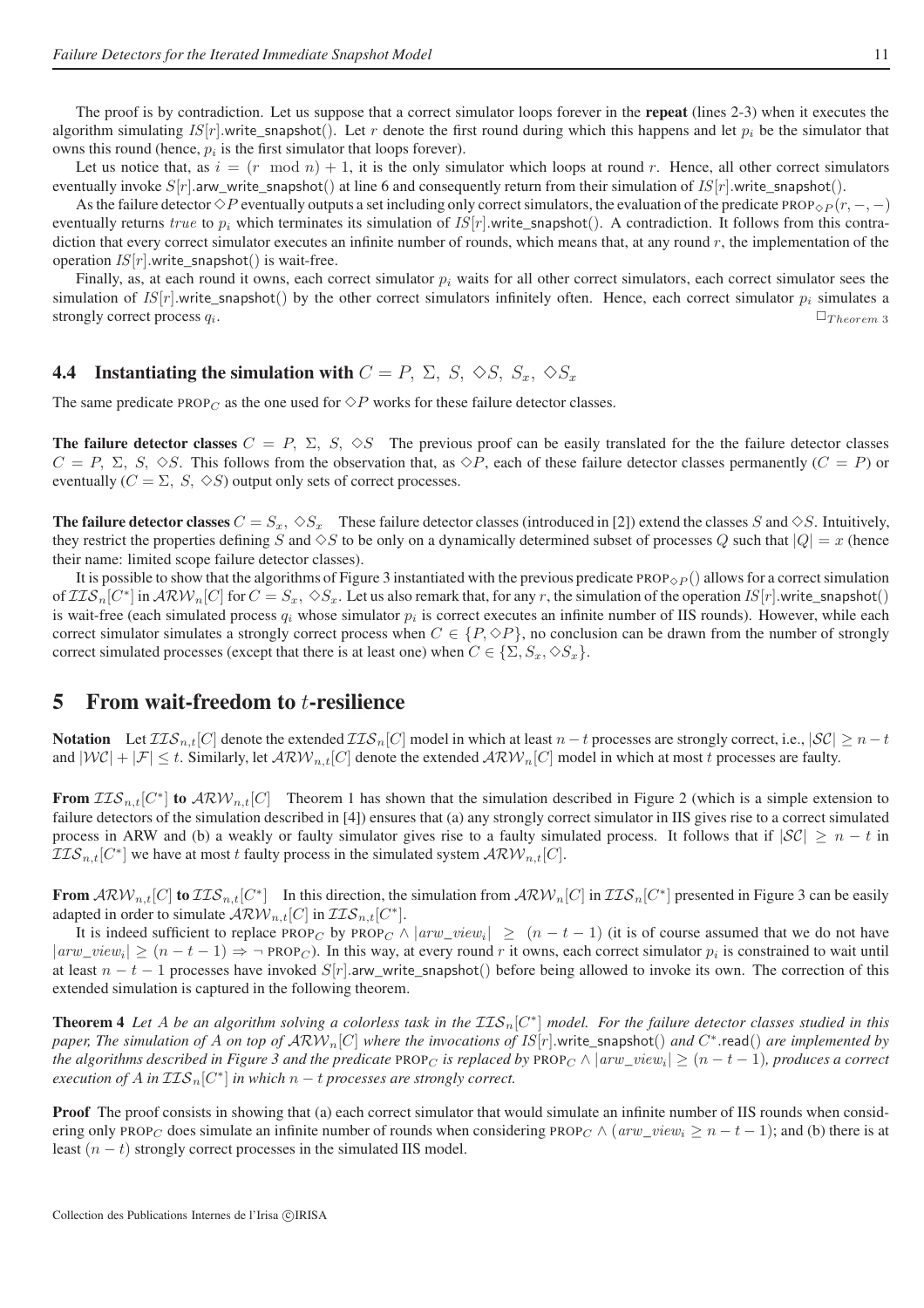The proof is by contradiction. Let us suppose that a correct simulator loops forever in the **repeat** (lines 2-3) when it executes the algorithm simulating $IS[r]$.write_snapshot(). Let $r$ denote the first round during which this happens and let $p_i$ be the simulator that owns this round (hence, $p_i$ is the first simulator that loops forever).

Let us notice that, as $i = (r \mod n) + 1$, it is the only simulator which loops at round $r$. Hence, all other correct simulators eventually invoke $S[r]$.arw_write_snapshot() at line 6 and consequently return from their simulation of $IS[r]$.write_snapshot().

As the failure detector $\Diamond P$ eventually outputs a set including only correct simulators, the evaluation of the predicate $\text{PROP}_{\Diamond P}(r, -, -)$ eventually returns $true$ to $p_i$ which terminates its simulation of $IS[r]$.write_snapshot(). A contradiction. It follows from this contradiction that every correct simulator executes an infinite number of rounds, which means that, at any round $r$, the implementation of the operation $IS[r]$.write_snapshot() is wait-free.

Finally, as, at each round it owns, each correct simulator $p_i$ waits for all other correct simulators, each correct simulator sees the simulation of $IS[r]$.write_snapshot() by the other correct simulators infinitely often. Hence, each correct simulator $p_i$ simulates a strongly correct process $q_i$. $\Box_{Theorem\ 3}$

### 4.4 Instantiating the simulation with $C = P,\ \Sigma,\ S,\ \Diamond S,\ S_x,\ \Diamond S_x$

The same predicate $\text{PROP}_C$ as the one used for $\Diamond P$ works for these failure detector classes.

**The failure detector classes** $C = P,\ \Sigma,\ S,\ \Diamond S$ The previous proof can be easily translated for the the failure detector classes $C = P,\ \Sigma,\ S,\ \Diamond S$. This follows from the observation that, as $\Diamond P$, each of these failure detector classes permanently ($C = P$) or eventually ($C = \Sigma,\ S,\ \Diamond S$) output only sets of correct processes.

**The failure detector classes** $C = S_x,\ \Diamond S_x$ These failure detector classes (introduced in [2]) extend the classes $S$ and $\Diamond S$. Intuitively, they restrict the properties defining $S$ and $\Diamond S$ to be only on a dynamically determined subset of processes $Q$ such that $|Q| = x$ (hence their name: limited scope failure detector classes).

It is possible to show that the algorithms of Figure 3 instantiated with the previous predicate $\text{PROP}_{\Diamond P}()$ allows for a correct simulation of $\mathcal{IIS}_n[C^*]$ in $\mathcal{ARW}_n[C]$ for $C = S_x,\ \Diamond S_x$. Let us also remark that, for any $r$, the simulation of the operation $IS[r]$.write_snapshot() is wait-free (each simulated process $q_i$ whose simulator $p_i$ is correct executes an infinite number of IIS rounds). However, while each correct simulator simulates a strongly correct process when $C \in \{P, \Diamond P\}$, no conclusion can be drawn from the number of strongly correct simulated processes (except that there is at least one) when $C \in \{\Sigma, S_x, \Diamond S_x\}$.

## 5 From wait-freedom to $t$-resilience

**Notation** Let $\mathcal{IIS}_{n,t}[C]$ denote the extended $\mathcal{IIS}_n[C]$ model in which at least $n - t$ processes are strongly correct, i.e., $|\mathcal{SC}| \geq n - t$ and $|\mathcal{WC}| + |\mathcal{F}| \leq t$. Similarly, let $\mathcal{ARW}_{n,t}[C]$ denote the extended $\mathcal{ARW}_n[C]$ model in which at most $t$ processes are faulty.

**From** $\mathcal{IIS}_{n,t}[C^*]$ **to** $\mathcal{ARW}_{n,t}[C]$ Theorem 1 has shown that the simulation described in Figure 2 (which is a simple extension to failure detectors of the simulation described in [4]) ensures that (a) any strongly correct simulator in IIS gives rise to a correct simulated process in ARW and (b) a weakly or faulty simulator gives rise to a faulty simulated process. It follows that if $|\mathcal{SC}| \geq n - t$ in $\mathcal{IIS}_{n,t}[C^*]$ we have at most $t$ faulty process in the simulated system $\mathcal{ARW}_{n,t}[C]$.

**From** $\mathcal{ARW}_{n,t}[C]$ **to** $\mathcal{IIS}_{n,t}[C^*]$ In this direction, the simulation from $\mathcal{ARW}_n[C]$ in $\mathcal{IIS}_n[C^*]$ presented in Figure 3 can be easily adapted in order to simulate $\mathcal{ARW}_{n,t}[C]$ in $\mathcal{IIS}_{n,t}[C^*]$.

It is indeed sufficient to replace $\text{PROP}_C$ by $\text{PROP}_C \wedge |arw\_view_i| \geq (n - t - 1)$ (it is of course assumed that we do not have $|arw\_view_i| \geq (n - t - 1) \Rightarrow \neg\,\text{PROP}_C$). In this way, at every round $r$ it owns, each correct simulator $p_i$ is constrained to wait until at least $n - t - 1$ processes have invoked $S[r]$.arw_write_snapshot() before being allowed to invoke its own. The correction of this extended simulation is captured in the following theorem.

**Theorem 4** *Let $A$ be an algorithm solving a colorless task in the $\mathcal{IIS}_n[C^*]$ model. For the failure detector classes studied in this paper, The simulation of $A$ on top of $\mathcal{ARW}_n[C]$ where the invocations of $IS[r]$.write_snapshot() and $C^*$.read() are implemented by the algorithms described in Figure 3 and the predicate $\text{PROP}_C$ is replaced by $\text{PROP}_C \wedge |arw\_view_i| \geq (n - t - 1)$, produces a correct execution of $A$ in $\mathcal{IIS}_n[C^*]$ in which $n - t$ processes are strongly correct.*

**Proof** The proof consists in showing that (a) each correct simulator that would simulate an infinite number of IIS rounds when considering only $\text{PROP}_C$ does simulate an infinite number of rounds when considering $\text{PROP}_C \wedge (arw\_view_i \geq n - t - 1)$; and (b) there is at least $(n - t)$ strongly correct processes in the simulated IIS model.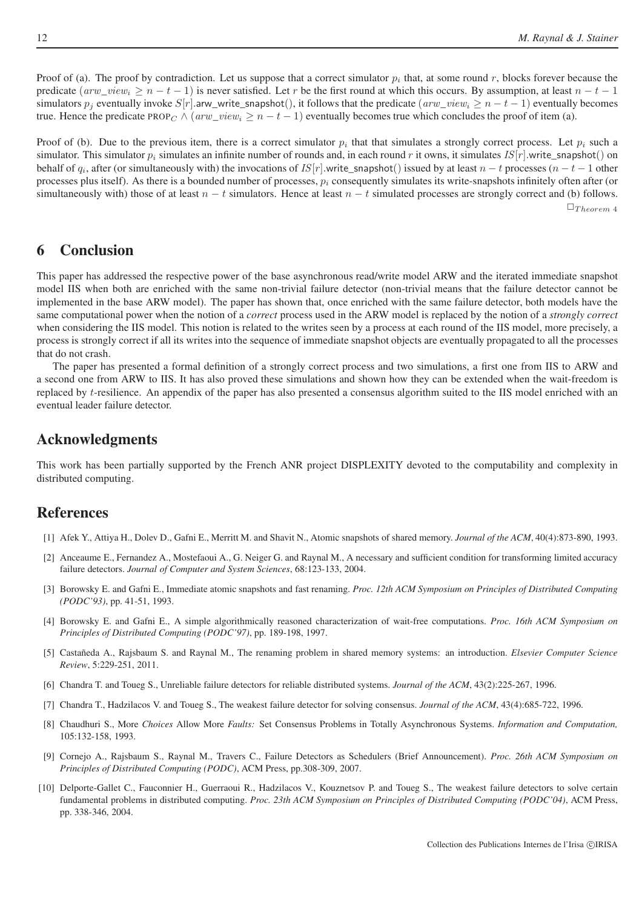Proof of (a). The proof by contradiction. Let us suppose that a correct simulator $p_i$ that, at some round $r$, blocks forever because the predicate $(arw\_view_i \geq n-t-1)$ is never satisfied. Let $r$ be the first round at which this occurs. By assumption, at least $n-t-1$ simulators $p_j$ eventually invoke $S[r]$.arw_write_snapshot(), it follows that the predicate $(arw\_view_i \geq n-t-1)$ eventually becomes true. Hence the predicate $\text{PROP}_C \wedge (arw\_view_i \geq n-t-1)$ eventually becomes true which concludes the proof of item (a).

Proof of (b). Due to the previous item, there is a correct simulator $p_i$ that that simulates a strongly correct process. Let $p_i$ such a simulator. This simulator $p_i$ simulates an infinite number of rounds and, in each round $r$ it owns, it simulates $IS[r]$.write_snapshot() on behalf of $q_i$, after (or simultaneously with) the invocations of $IS[r]$.write_snapshot() issued by at least $n-t$ processes ($n-t-1$ other processes plus itself). As there is a bounded number of processes, $p_i$ consequently simulates its write-snapshots infinitely often after (or simultaneously with) those of at least $n-t$ simulators. Hence at least $n-t$ simulated processes are strongly correct and (b) follows. $\Box_{Theorem\ 4}$

## 6 Conclusion

This paper has addressed the respective power of the base asynchronous read/write model ARW and the iterated immediate snapshot model IIS when both are enriched with the same non-trivial failure detector (non-trivial means that the failure detector cannot be implemented in the base ARW model). The paper has shown that, once enriched with the same failure detector, both models have the same computational power when the notion of a *correct* process used in the ARW model is replaced by the notion of a *strongly correct* when considering the IIS model. This notion is related to the writes seen by a process at each round of the IIS model, more precisely, a process is strongly correct if all its writes into the sequence of immediate snapshot objects are eventually propagated to all the processes that do not crash.

The paper has presented a formal definition of a strongly correct process and two simulations, a first one from IIS to ARW and a second one from ARW to IIS. It has also proved these simulations and shown how they can be extended when the wait-freedom is replaced by $t$-resilience. An appendix of the paper has also presented a consensus algorithm suited to the IIS model enriched with an eventual leader failure detector.

## Acknowledgments

This work has been partially supported by the French ANR project DISPLEXITY devoted to the computability and complexity in distributed computing.

## References

[1] Afek Y., Attiya H., Dolev D., Gafni E., Merritt M. and Shavit N., Atomic snapshots of shared memory. *Journal of the ACM*, 40(4):873-890, 1993.

[2] Anceaume E., Fernandez A., Mostefaoui A., G. Neiger G. and Raynal M., A necessary and sufficient condition for transforming limited accuracy failure detectors. *Journal of Computer and System Sciences*, 68:123-133, 2004.

[3] Borowsky E. and Gafni E., Immediate atomic snapshots and fast renaming. *Proc. 12th ACM Symposium on Principles of Distributed Computing (PODC'93)*, pp. 41-51, 1993.

[4] Borowsky E. and Gafni E., A simple algorithmically reasoned characterization of wait-free computations. *Proc. 16th ACM Symposium on Principles of Distributed Computing (PODC'97)*, pp. 189-198, 1997.

[5] Castañeda A., Rajsbaum S. and Raynal M., The renaming problem in shared memory systems: an introduction. *Elsevier Computer Science Review*, 5:229-251, 2011.

[6] Chandra T. and Toueg S., Unreliable failure detectors for reliable distributed systems. *Journal of the ACM*, 43(2):225-267, 1996.

[7] Chandra T., Hadzilacos V. and Toueg S., The weakest failure detector for solving consensus. *Journal of the ACM*, 43(4):685-722, 1996.

[8] Chaudhuri S., More *Choices* Allow More *Faults:* Set Consensus Problems in Totally Asynchronous Systems. *Information and Computation,* 105:132-158, 1993.

[9] Cornejo A., Rajsbaum S., Raynal M., Travers C., Failure Detectors as Schedulers (Brief Announcement). *Proc. 26th ACM Symposium on Principles of Distributed Computing (PODC)*, ACM Press, pp.308-309, 2007.

[10] Delporte-Gallet C., Fauconnier H., Guerraoui R., Hadzilacos V., Kouznetsov P. and Toueg S., The weakest failure detectors to solve certain fundamental problems in distributed computing. *Proc. 23th ACM Symposium on Principles of Distributed Computing (PODC'04)*, ACM Press, pp. 338-346, 2004.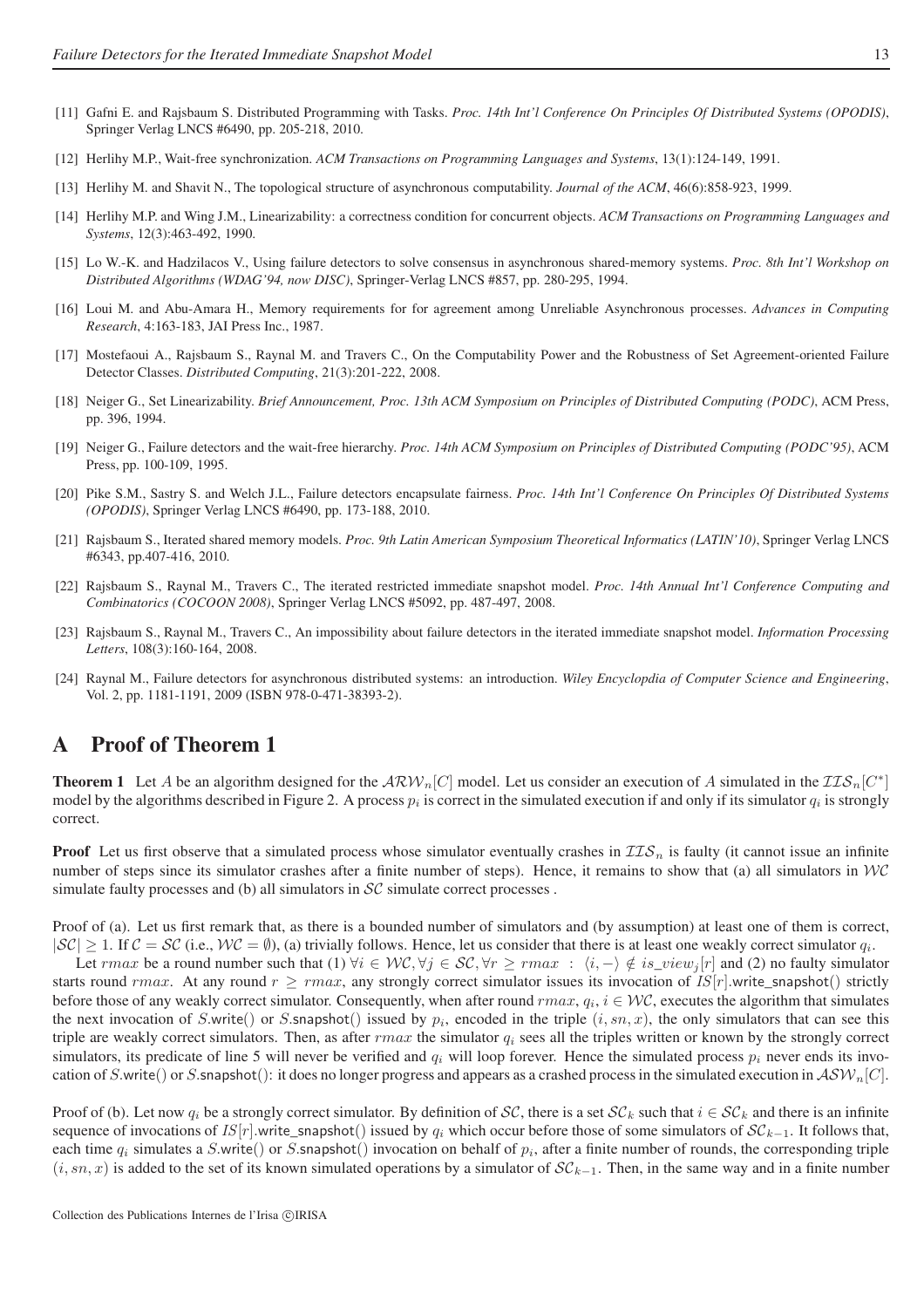[11] Gafni E. and Rajsbaum S. Distributed Programming with Tasks. *Proc. 14th Int'l Conference On Principles Of Distributed Systems (OPODIS)*, Springer Verlag LNCS #6490, pp. 205-218, 2010.

[12] Herlihy M.P., Wait-free synchronization. *ACM Transactions on Programming Languages and Systems*, 13(1):124-149, 1991.

[13] Herlihy M. and Shavit N., The topological structure of asynchronous computability. *Journal of the ACM*, 46(6):858-923, 1999.

[14] Herlihy M.P. and Wing J.M., Linearizability: a correctness condition for concurrent objects. *ACM Transactions on Programming Languages and Systems*, 12(3):463-492, 1990.

[15] Lo W.-K. and Hadzilacos V., Using failure detectors to solve consensus in asynchronous shared-memory systems. *Proc. 8th Int'l Workshop on Distributed Algorithms (WDAG'94, now DISC)*, Springer-Verlag LNCS #857, pp. 280-295, 1994.

[16] Loui M. and Abu-Amara H., Memory requirements for for agreement among Unreliable Asynchronous processes. *Advances in Computing Research*, 4:163-183, JAI Press Inc., 1987.

[17] Mostefaoui A., Rajsbaum S., Raynal M. and Travers C., On the Computability Power and the Robustness of Set Agreement-oriented Failure Detector Classes. *Distributed Computing*, 21(3):201-222, 2008.

[18] Neiger G., Set Linearizability. *Brief Announcement, Proc. 13th ACM Symposium on Principles of Distributed Computing (PODC)*, ACM Press, pp. 396, 1994.

[19] Neiger G., Failure detectors and the wait-free hierarchy. *Proc. 14th ACM Symposium on Principles of Distributed Computing (PODC'95)*, ACM Press, pp. 100-109, 1995.

[20] Pike S.M., Sastry S. and Welch J.L., Failure detectors encapsulate fairness. *Proc. 14th Int'l Conference On Principles Of Distributed Systems (OPODIS)*, Springer Verlag LNCS #6490, pp. 173-188, 2010.

[21] Rajsbaum S., Iterated shared memory models. *Proc. 9th Latin American Symposium Theoretical Informatics (LATIN'10)*, Springer Verlag LNCS #6343, pp.407-416, 2010.

[22] Rajsbaum S., Raynal M., Travers C., The iterated restricted immediate snapshot model. *Proc. 14th Annual Int'l Conference Computing and Combinatorics (COCOON 2008)*, Springer Verlag LNCS #5092, pp. 487-497, 2008.

[23] Rajsbaum S., Raynal M., Travers C., An impossibility about failure detectors in the iterated immediate snapshot model. *Information Processing Letters*, 108(3):160-164, 2008.

[24] Raynal M., Failure detectors for asynchronous distributed systems: an introduction. *Wiley Encyclopdia of Computer Science and Engineering*, Vol. 2, pp. 1181-1191, 2009 (ISBN 978-0-471-38393-2).

# A Proof of Theorem 1

**Theorem 1** Let $A$ be an algorithm designed for the $\mathcal{ARW}_n[C]$ model. Let us consider an execution of $A$ simulated in the $\mathcal{IIS}_n[C^*]$ model by the algorithms described in Figure 2. A process $p_i$ is correct in the simulated execution if and only if its simulator $q_i$ is strongly correct.

**Proof** Let us first observe that a simulated process whose simulator eventually crashes in $\mathcal{IIS}_n$ is faulty (it cannot issue an infinite number of steps since its simulator crashes after a finite number of steps). Hence, it remains to show that (a) all simulators in $\mathcal{WC}$ simulate faulty processes and (b) all simulators in $\mathcal{SC}$ simulate correct processes .

Proof of (a). Let us first remark that, as there is a bounded number of simulators and (by assumption) at least one of them is correct, $|\mathcal{SC}| \geq 1$. If $\mathcal{C} = \mathcal{SC}$ (i.e., $\mathcal{WC} = \emptyset$), (a) trivially follows. Hence, let us consider that there is at least one weakly correct simulator $q_i$.

Let $rmax$ be a round number such that (1) $\forall i \in \mathcal{WC}, \forall j \in \mathcal{SC}, \forall r \geq rmax \; : \; \langle i, - \rangle \notin is\_view_j[r]$ and (2) no faulty simulator starts round $rmax$. At any round $r \geq rmax$, any strongly correct simulator issues its invocation of $IS[r]$.write_snapshot() strictly before those of any weakly correct simulator. Consequently, when after round $rmax$, $q_i$, $i \in \mathcal{WC}$, executes the algorithm that simulates the next invocation of $S$.write() or $S$.snapshot() issued by $p_i$, encoded in the triple $(i, sn, x)$, the only simulators that can see this triple are weakly correct simulators. Then, as after $rmax$ the simulator $q_i$ sees all the triples written or known by the strongly correct simulators, its predicate of line 5 will never be verified and $q_i$ will loop forever. Hence the simulated process $p_i$ never ends its invocation of $S$.write() or $S$.snapshot(): it does no longer progress and appears as a crashed process in the simulated execution in $\mathcal{ASW}_n[C]$.

Proof of (b). Let now $q_i$ be a strongly correct simulator. By definition of $\mathcal{SC}$, there is a set $\mathcal{SC}_k$ such that $i \in \mathcal{SC}_k$ and there is an infinite sequence of invocations of $IS[r]$.write_snapshot() issued by $q_i$ which occur before those of some simulators of $\mathcal{SC}_{k-1}$. It follows that, each time $q_i$ simulates a $S$.write() or $S$.snapshot() invocation on behalf of $p_i$, after a finite number of rounds, the corresponding triple $(i, sn, x)$ is added to the set of its known simulated operations by a simulator of $\mathcal{SC}_{k-1}$. Then, in the same way and in a finite number

Collection des Publications Internes de l'Irisa ©IRISA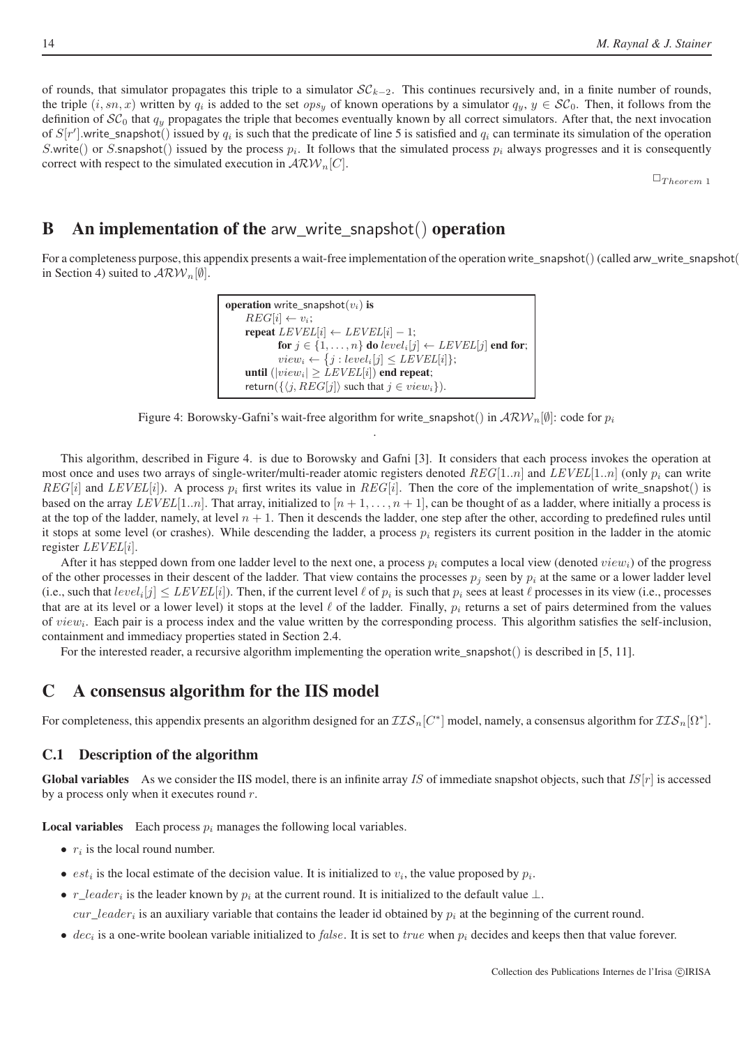of rounds, that simulator propagates this triple to a simulator $\mathcal{SC}_{k-2}$. This continues recursively and, in a finite number of rounds, the triple $(i, sn, x)$ written by $q_i$ is added to the set $ops_y$ of known operations by a simulator $q_y$, $y \in \mathcal{SC}_0$. Then, it follows from the definition of $\mathcal{SC}_0$ that $q_y$ propagates the triple that becomes eventually known by all correct simulators. After that, the next invocation of $S[r']$.write_snapshot() issued by $q_i$ is such that the predicate of line 5 is satisfied and $q_i$ can terminate its simulation of the operation $S$.write() or $S$.snapshot() issued by the process $p_i$. It follows that the simulated process $p_i$ always progresses and it is consequently correct with respect to the simulated execution in $\mathcal{ARW}_n[C]$.

$\Box_{Theorem\ 1}$

# B An implementation of the arw_write_snapshot() operation

For a completeness purpose, this appendix presents a wait-free implementation of the operation write_snapshot() (called arw_write_snapshot() in Section 4) suited to $\mathcal{ARW}_n[\emptyset]$.

```
operation write_snapshot(v_i) is
    REG[i] ← v_i;
    repeat LEVEL[i] ← LEVEL[i] − 1;
           for j ∈ {1, ..., n} do level_i[j] ← LEVEL[j] end for;
           view_i ← {j : level_i[j] ≤ LEVEL[i]};
    until (|view_i| ≥ LEVEL[i]) end repeat;
    return({⟨j, REG[j]⟩ such that j ∈ view_i}).
```

Figure 4: Borowsky-Gafni's wait-free algorithm for write_snapshot() in $\mathcal{ARW}_n[\emptyset]$: code for $p_i$

This algorithm, described in Figure 4. is due to Borowsky and Gafni [3]. It considers that each process invokes the operation at most once and uses two arrays of single-writer/multi-reader atomic registers denoted $REG[1..n]$ and $LEVEL[1..n]$ (only $p_i$ can write $REG[i]$ and $LEVEL[i]$). A process $p_i$ first writes its value in $REG[i]$. Then the core of the implementation of write_snapshot() is based on the array $LEVEL[1..n]$. That array, initialized to $[n+1, \ldots, n+1]$, can be thought of as a ladder, where initially a process is at the top of the ladder, namely, at level $n+1$. Then it descends the ladder, one step after the other, according to predefined rules until it stops at some level (or crashes). While descending the ladder, a process $p_i$ registers its current position in the ladder in the atomic register $LEVEL[i]$.

After it has stepped down from one ladder level to the next one, a process $p_i$ computes a local view (denoted $view_i$) of the progress of the other processes in their descent of the ladder. That view contains the processes $p_j$ seen by $p_i$ at the same or a lower ladder level (i.e., such that $level_i[j] \leq LEVEL[i]$). Then, if the current level $\ell$ of $p_i$ is such that $p_i$ sees at least $\ell$ processes in its view (i.e., processes that are at its level or a lower level) it stops at the level $\ell$ of the ladder. Finally, $p_i$ returns a set of pairs determined from the values of $view_i$. Each pair is a process index and the value written by the corresponding process. This algorithm satisfies the self-inclusion, containment and immediacy properties stated in Section 2.4.

For the interested reader, a recursive algorithm implementing the operation write_snapshot() is described in [5, 11].

# C A consensus algorithm for the IIS model

For completeness, this appendix presents an algorithm designed for an $\mathcal{IIS}_n[C^*]$ model, namely, a consensus algorithm for $\mathcal{IIS}_n[\Omega^*]$.

## C.1 Description of the algorithm

**Global variables** As we consider the IIS model, there is an infinite array $IS$ of immediate snapshot objects, such that $IS[r]$ is accessed by a process only when it executes round $r$.

**Local variables** Each process $p_i$ manages the following local variables.

- $r_i$ is the local round number.
- $est_i$ is the local estimate of the decision value. It is initialized to $v_i$, the value proposed by $p_i$.
- $r\_leader_i$ is the leader known by $p_i$ at the current round. It is initialized to the default value $\perp$.

  $cur\_leader_i$ is an auxiliary variable that contains the leader id obtained by $p_i$ at the beginning of the current round.
- $dec_i$ is a one-write boolean variable initialized to $false$. It is set to $true$ when $p_i$ decides and keeps then that value forever.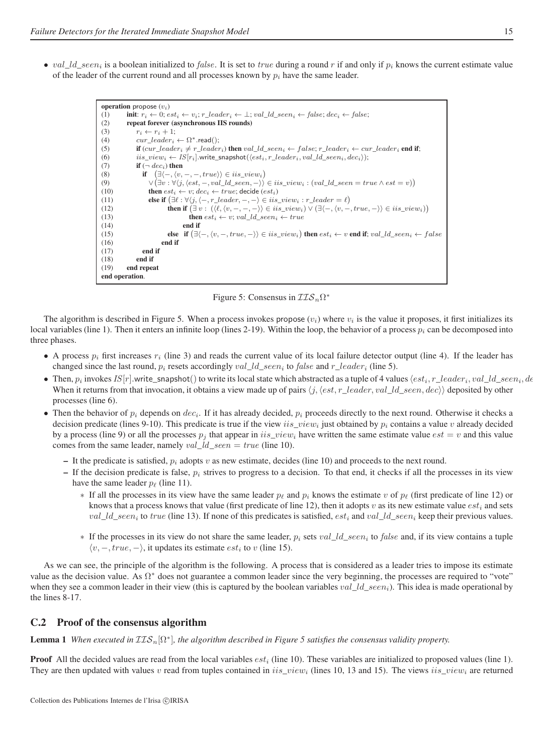- $val\_ld\_seen_i$ is a boolean initialized to $false$. It is set to $true$ during a round $r$ if and only if $p_i$ knows the current estimate value of the leader of the current round and all processes known by $p_i$ have the same leader.

```
operation propose (v_i)
(1)    init: r_i ← 0; est_i ← v_i; r_leader_i ← ⊥; val_ld_seen_i ← false; dec_i ← false;
(2)    repeat forever (asynchronous IIS rounds)
(3)       r_i ← r_i + 1;
(4)       cur_leader_i ← Ω*.read();
(5)       if (cur_leader_i ≠ r_leader_i) then val_ld_seen_i ← false; r_leader_i ← cur_leader_i end if;
(6)       iis_view_i ← IS[r_i].write_snapshot(⟨est_i, r_leader_i, val_ld_seen_i, dec_i⟩);
(7)       if (¬ dec_i) then
(8)          if  (∃⟨−, ⟨v, −, −, true⟩⟩ ∈ iis_view_i)
(9)             ∨(∃v : ∀⟨j, ⟨est, −, val_ld_seen, −⟩⟩ ∈ iis_view_i : (val_ld_seen = true ∧ est = v))
(10)         then est_i ← v; dec_i ← true; decide (est_i)
(11)         else if (∃ℓ : ∀⟨j, ⟨−, r_leader, −, −⟩ ∈ iis_view_i : r_leader = ℓ)
(12)                then if (∃ v : (⟨ℓ, ⟨v, −, −, −⟩⟩ ∈ iis_view_i) ∨ (∃⟨−, ⟨v, −, true, −⟩⟩ ∈ iis_view_i))
(13)                        then est_i ← v; val_ld_seen_i ← true
(14)                     end if
(15)                else  if (∃⟨−, ⟨v, −, true, −⟩⟩ ∈ iis_view_i) then est_i ← v end if; val_ld_seen_i ← false
(16)             end if
(17)         end if
(18)      end if
(19)   end repeat
end operation.
```

Figure 5: Consensus in $\mathcal{IIS}_n\Omega^*$

The algorithm is described in Figure 5. When a process invokes propose $(v_i)$ where $v_i$ is the value it proposes, it first initializes its local variables (line 1). Then it enters an infinite loop (lines 2-19). Within the loop, the behavior of a process $p_i$ can be decomposed into three phases.

- A process $p_i$ first increases $r_i$ (line 3) and reads the current value of its local failure detector output (line 4). If the leader has changed since the last round, $p_i$ resets accordingly $val\_ld\_seen_i$ to $false$ and $r\_leader_i$ (line 5).
- Then, $p_i$ invokes $IS[r]$.write_snapshot() to write its local state which abstracted as a tuple of 4 values $\langle est_i, r\_leader_i, val\_ld\_seen_i, dec_i\rangle$. When it returns from that invocation, it obtains a view made up of pairs $\langle j, \langle est, r\_leader, val\_ld\_seen, dec\rangle\rangle$ deposited by other processes (line 6).
- Then the behavior of $p_i$ depends on $dec_i$. If it has already decided, $p_i$ proceeds directly to the next round. Otherwise it checks a decision predicate (lines 9-10). This predicate is true if the view $iis\_view_i$ just obtained by $p_i$ contains a value $v$ already decided by a process (line 9) or all the processes $p_j$ that appear in $iis\_view_i$ have written the same estimate value $est = v$ and this value comes from the same leader, namely $val\_ld\_seen = true$ (line 10).
  - It the predicate is satisfied, $p_i$ adopts $v$ as new estimate, decides (line 10) and proceeds to the next round.
  - If the decision predicate is false, $p_i$ strives to progress to a decision. To that end, it checks if all the processes in its view have the same leader $p_\ell$ (line 11).
    - If all the processes in its view have the same leader $p_\ell$ and $p_i$ knows the estimate $v$ of $p_\ell$ (first predicate of line 12) or knows that a process knows that value (first predicate of line 12), then it adopts $v$ as its new estimate value $est_i$ and sets $val\_ld\_seen_i$ to $true$ (line 13). If none of this predicates is satisfied, $est_i$ and $val\_ld\_seen_i$ keep their previous values.
    - If the processes in its view do not share the same leader, $p_i$ sets $val\_ld\_seen_i$ to $false$ and, if its view contains a tuple $\langle v, -, true, -\rangle$, it updates its estimate $est_i$ to $v$ (line 15).

As we can see, the principle of the algorithm is the following. A process that is considered as a leader tries to impose its estimate value as the decision value. As $\Omega^*$ does not guarantee a common leader since the very beginning, the processes are required to "vote" when they see a common leader in their view (this is captured by the boolean variables $val\_ld\_seen_i$). This idea is made operational by the lines 8-17.

## C.2 Proof of the consensus algorithm

**Lemma 1** *When executed in $\mathcal{IIS}_n[\Omega^*]$, the algorithm described in Figure 5 satisfies the consensus validity property.*

**Proof** All the decided values are read from the local variables $est_i$ (line 10). These variables are initialized to proposed values (line 1). They are then updated with values $v$ read from tuples contained in $iis\_view_i$ (lines 10, 13 and 15). The views $iis\_view_i$ are returned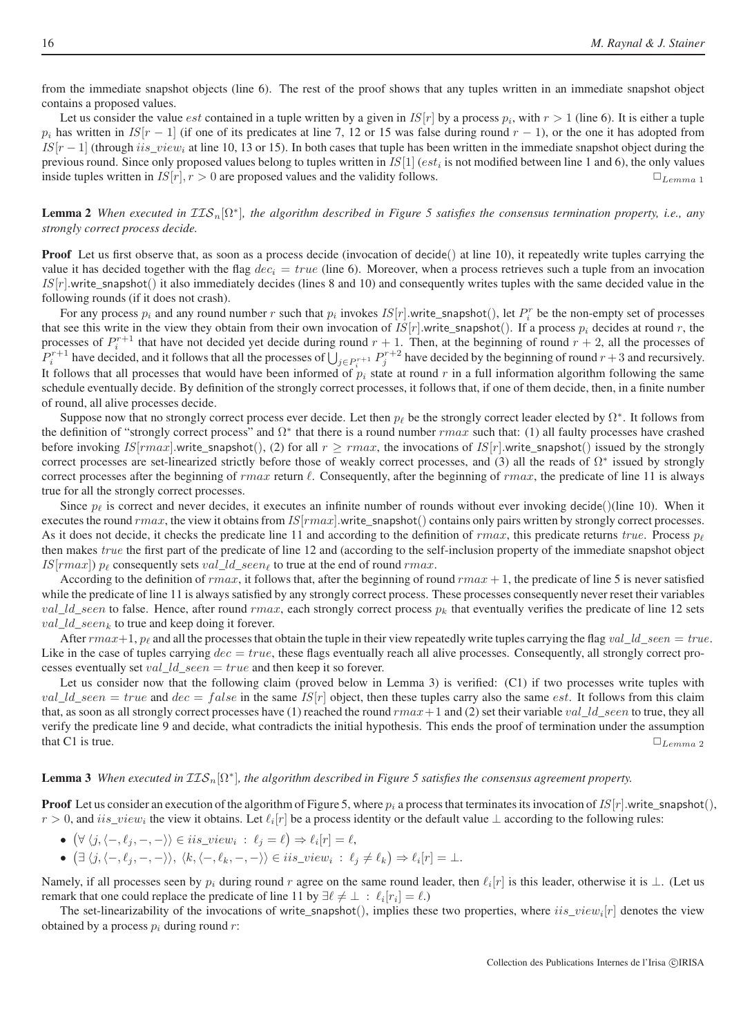from the immediate snapshot objects (line 6). The rest of the proof shows that any tuples written in an immediate snapshot object contains a proposed values.

Let us consider the value $est$ contained in a tuple written by a given in $IS[r]$ by a process $p_i$, with $r > 1$ (line 6). It is either a tuple $p_i$ has written in $IS[r-1]$ (if one of its predicates at line 7, 12 or 15 was false during round $r-1$), or the one it has adopted from $IS[r-1]$ (through $iis\_view_i$ at line 10, 13 or 15). In both cases that tuple has been written in the immediate snapshot object during the previous round. Since only proposed values belong to tuples written in $IS[1]$ ($est_i$ is not modified between line 1 and 6), the only values inside tuples written in $IS[r], r > 0$ are proposed values and the validity follows. $\Box_{Lemma\ 1}$

**Lemma 2** *When executed in $\mathcal{IIS}_n[\Omega^*]$, the algorithm described in Figure 5 satisfies the consensus termination property, i.e., any strongly correct process decide.*

**Proof** Let us first observe that, as soon as a process decide (invocation of decide() at line 10), it repeatedly write tuples carrying the value it has decided together with the flag $dec_i = true$ (line 6). Moreover, when a process retrieves such a tuple from an invocation $IS[r]$.write_snapshot() it also immediately decides (lines 8 and 10) and consequently writes tuples with the same decided value in the following rounds (if it does not crash).

For any process $p_i$ and any round number $r$ such that $p_i$ invokes $IS[r]$.write_snapshot(), let $P_i^r$ be the non-empty set of processes that see this write in the view they obtain from their own invocation of $IS[r]$.write_snapshot(). If a process $p_i$ decides at round $r$, the processes of $P_i^{r+1}$ that have not decided yet decide during round $r+1$. Then, at the beginning of round $r+2$, all the processes of $P_i^{r+1}$ have decided, and it follows that all the processes of $\bigcup_{j \in P_i^{r+1}} P_j^{r+2}$ have decided by the beginning of round $r+3$ and recursively. It follows that all processes that would have been informed of $p_i$ state at round $r$ in a full information algorithm following the same schedule eventually decide. By definition of the strongly correct processes, it follows that, if one of them decide, then, in a finite number of round, all alive processes decide.

Suppose now that no strongly correct process ever decide. Let then $p_\ell$ be the strongly correct leader elected by $\Omega^*$. It follows from the definition of "strongly correct process" and $\Omega^*$ that there is a round number $rmax$ such that: (1) all faulty processes have crashed before invoking $IS[rmax]$.write_snapshot(), (2) for all $r \geq rmax$, the invocations of $IS[r]$.write_snapshot() issued by the strongly correct processes are set-linearized strictly before those of weakly correct processes, and (3) all the reads of $\Omega^*$ issued by strongly correct processes after the beginning of $rmax$ return $\ell$. Consequently, after the beginning of $rmax$, the predicate of line 11 is always true for all the strongly correct processes.

Since $p_\ell$ is correct and never decides, it executes an infinite number of rounds without ever invoking decide()(line 10). When it executes the round $rmax$, the view it obtains from $IS[rmax]$.write_snapshot() contains only pairs written by strongly correct processes. As it does not decide, it checks the predicate line 11 and according to the definition of $rmax$, this predicate returns $true$. Process $p_\ell$ then makes $true$ the first part of the predicate of line 12 and (according to the self-inclusion property of the immediate snapshot object $IS[rmax]$) $p_\ell$ consequently sets $val\_ld\_seen_\ell$ to true at the end of round $rmax$.

According to the definition of $rmax$, it follows that, after the beginning of round $rmax+1$, the predicate of line 5 is never satisfied while the predicate of line 11 is always satisfied by any strongly correct process. These processes consequently never reset their variables $val\_ld\_seen$ to false. Hence, after round $rmax$, each strongly correct process $p_k$ that eventually verifies the predicate of line 12 sets $val\_ld\_seen_k$ to true and keep doing it forever.

After $rmax+1$, $p_\ell$ and all the processes that obtain the tuple in their view repeatedly write tuples carrying the flag $val\_ld\_seen = true$. Like in the case of tuples carrying $dec = true$, these flags eventually reach all alive processes. Consequently, all strongly correct processes eventually set $val\_ld\_seen = true$ and then keep it so forever.

Let us consider now that the following claim (proved below in Lemma 3) is verified: (C1) if two processes write tuples with $val\_ld\_seen = true$ and $dec = false$ in the same $IS[r]$ object, then these tuples carry also the same $est$. It follows from this claim that, as soon as all strongly correct processes have (1) reached the round $rmax+1$ and (2) set their variable $val\_ld\_seen$ to true, they all verify the predicate line 9 and decide, what contradicts the initial hypothesis. This ends the proof of termination under the assumption that C1 is true. $\Box_{Lemma\ 2}$

**Lemma 3** *When executed in $\mathcal{IIS}_n[\Omega^*]$, the algorithm described in Figure 5 satisfies the consensus agreement property.*

**Proof** Let us consider an execution of the algorithm of Figure 5, where $p_i$ a process that terminates its invocation of $IS[r]$.write_snapshot(), $r > 0$, and $iis\_view_i$ the view it obtains. Let $\ell_i[r]$ be a process identity or the default value $\bot$ according to the following rules:

- $\big(\forall\, \langle j, \langle -, \ell_j, -, - \rangle\rangle \in iis\_view_i \,:\, \ell_j = \ell\big) \Rightarrow \ell_i[r] = \ell$,
- $\big(\exists\, \langle j, \langle -, \ell_j, -, - \rangle\rangle,\ \langle k, \langle -, \ell_k, -, - \rangle\rangle \in iis\_view_i \,:\, \ell_j \neq \ell_k\big) \Rightarrow \ell_i[r] = \bot$.

Namely, if all processes seen by $p_i$ during round $r$ agree on the same round leader, then $\ell_i[r]$ is this leader, otherwise it is $\bot$. (Let us remark that one could replace the predicate of line 11 by $\exists \ell \neq \bot \,:\, \ell_i[r_i] = \ell$.)

The set-linearizability of the invocations of write_snapshot(), implies these two properties, where $iis\_view_i[r]$ denotes the view obtained by a process $p_i$ during round $r$: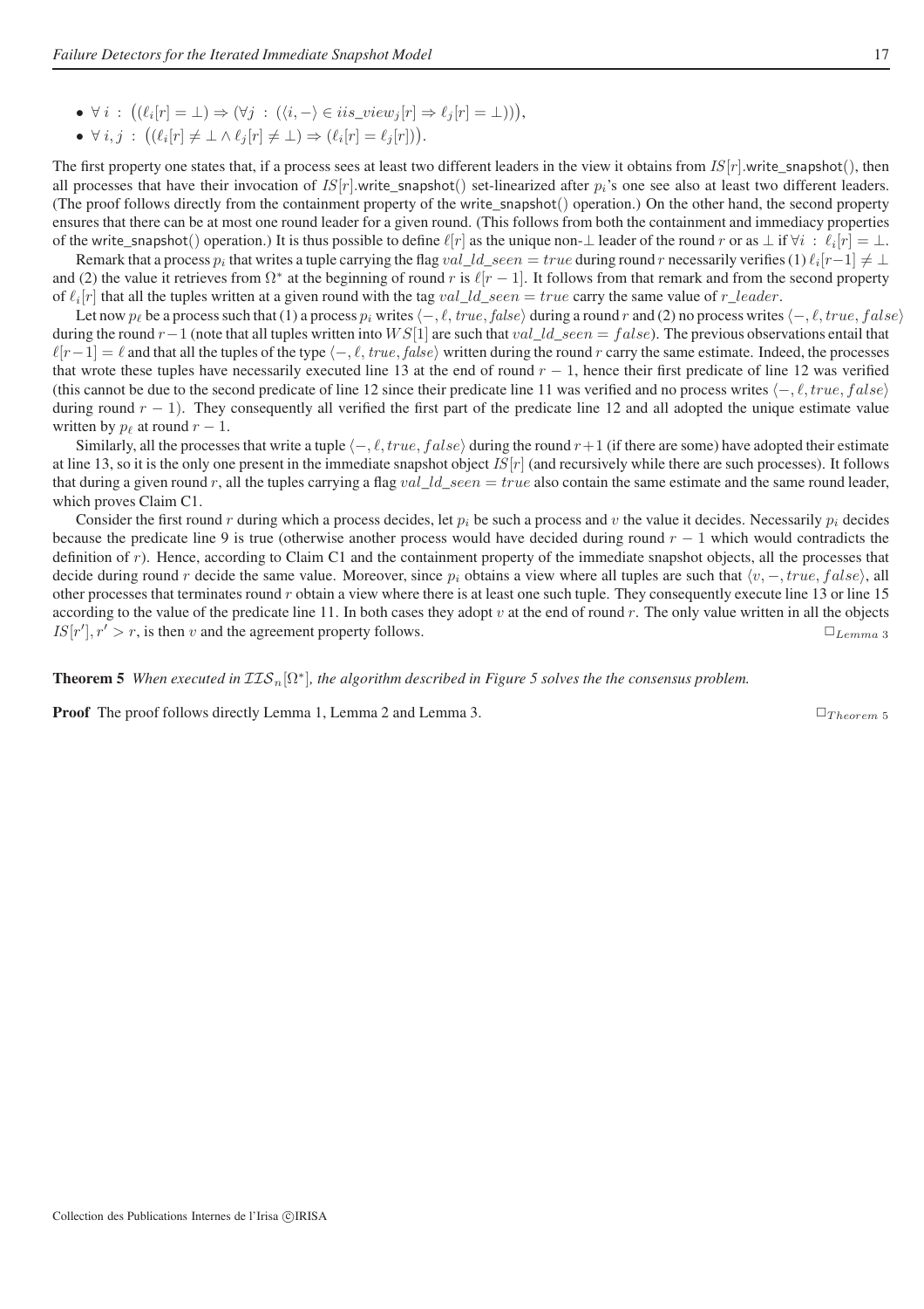- $\forall\, i \,:\, \big((\ell_i[r] = \bot) \Rightarrow (\forall j \,:\, (\langle i, - \rangle \in iis\_view_j[r] \Rightarrow \ell_j[r] = \bot))\big)$,
- $\forall\, i, j \,:\, \big((\ell_i[r] \neq \bot \wedge \ell_j[r] \neq \bot) \Rightarrow (\ell_i[r] = \ell_j[r])\big)$.

The first property one states that, if a process sees at least two different leaders in the view it obtains from $IS[r]$.write_snapshot(), then all processes that have their invocation of $IS[r]$.write_snapshot() set-linearized after $p_i$'s one see also at least two different leaders. (The proof follows directly from the containment property of the write_snapshot() operation.) On the other hand, the second property ensures that there can be at most one round leader for a given round. (This follows from both the containment and immediacy properties of the write_snapshot() operation.) It is thus possible to define $\ell[r]$ as the unique non-$\bot$ leader of the round $r$ or as $\bot$ if $\forall i \,:\, \ell_i[r] = \bot$.

Remark that a process $p_i$ that writes a tuple carrying the flag $val\_ld\_seen = true$ during round $r$ necessarily verifies (1) $\ell_i[r-1] \neq \bot$ and (2) the value it retrieves from $\Omega^*$ at the beginning of round $r$ is $\ell[r-1]$. It follows from that remark and from the second property of $\ell_i[r]$ that all the tuples written at a given round with the tag $val\_ld\_seen = true$ carry the same value of $r\_leader$.

Let now $p_\ell$ be a process such that (1) a process $p_i$ writes $\langle -, \ell, true, false\rangle$ during a round $r$ and (2) no process writes $\langle -, \ell, true, false\rangle$ during the round $r-1$ (note that all tuples written into $WS[1]$ are such that $val\_ld\_seen = false$). The previous observations entail that $\ell[r-1] = \ell$ and that all the tuples of the type $\langle -, \ell, true, false\rangle$ written during the round $r$ carry the same estimate. Indeed, the processes that wrote these tuples have necessarily executed line 13 at the end of round $r-1$, hence their first predicate of line 12 was verified (this cannot be due to the second predicate of line 12 since their predicate line 11 was verified and no process writes $\langle -, \ell, true, false\rangle$ during round $r-1$). They consequently all verified the first part of the predicate line 12 and all adopted the unique estimate value written by $p_\ell$ at round $r-1$.

Similarly, all the processes that write a tuple $\langle -, \ell, true, false\rangle$ during the round $r+1$ (if there are some) have adopted their estimate at line 13, so it is the only one present in the immediate snapshot object $IS[r]$ (and recursively while there are such processes). It follows that during a given round $r$, all the tuples carrying a flag $val\_ld\_seen = true$ also contain the same estimate and the same round leader, which proves Claim C1.

Consider the first round $r$ during which a process decides, let $p_i$ be such a process and $v$ the value it decides. Necessarily $p_i$ decides because the predicate line 9 is true (otherwise another process would have decided during round $r-1$ which would contradicts the definition of $r$). Hence, according to Claim C1 and the containment property of the immediate snapshot objects, all the processes that decide during round $r$ decide the same value. Moreover, since $p_i$ obtains a view where all tuples are such that $\langle v, -, true, false\rangle$, all other processes that terminates round $r$ obtain a view where there is at least one such tuple. They consequently execute line 13 or line 15 according to the value of the predicate line 11. In both cases they adopt $v$ at the end of round $r$. The only value written in all the objects $IS[r'], r' > r$, is then $v$ and the agreement property follows. $\Box_{Lemma\ 3}$

**Theorem 5** *When executed in $\mathcal{IIS}_n[\Omega^*]$, the algorithm described in Figure 5 solves the the consensus problem.*

**Proof** The proof follows directly Lemma 1, Lemma 2 and Lemma 3. $\Box_{Theorem\ 5}$